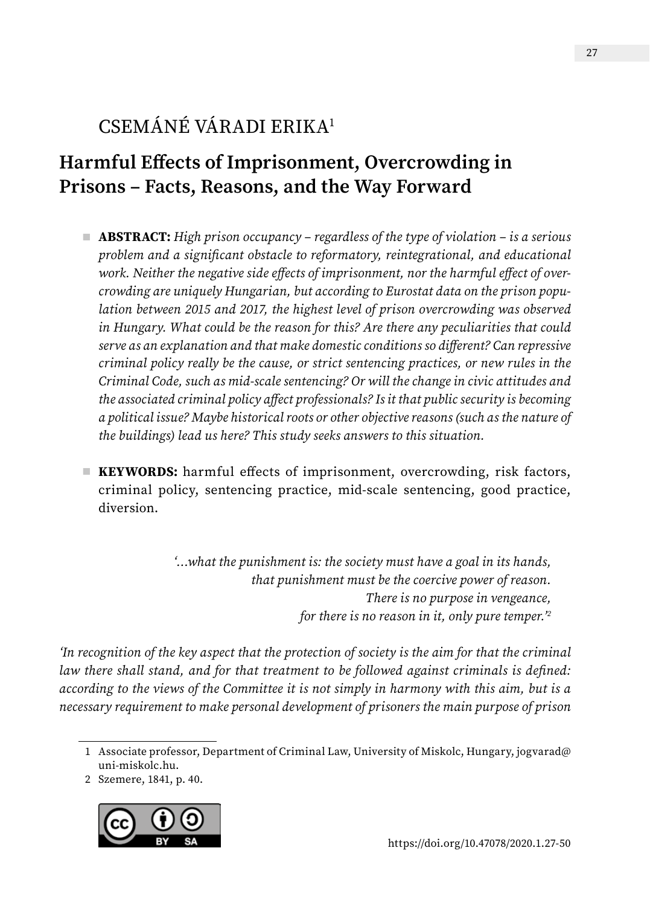# CSEMÁNÉ VÁRADI ERIKA[1]

## Harmful Effects of Imprisonment, Overcrowding in Prisons – Facts, Reasons, and the Way Forward

- **ABSTRACT:** *High prison occupancy – regardless of the type of violation – is a serious problem and a significant obstacle to reformatory, reintegrational, and educational work. Neither the negative side effects of imprisonment, nor the harmful effect of overcrowding are uniquely Hungarian, but according to Eurostat data on the prison population between 2015 and 2017, the highest level of prison overcrowding was observed in Hungary. What could be the reason for this? Are there any peculiarities that could serve as an explanation and that make domestic conditions so different? Can repressive criminal policy really be the cause, or strict sentencing practices, or new rules in the Criminal Code, such as mid-scale sentencing? Or will the change in civic attitudes and the associated criminal policy affect professionals? Is it that public security is becoming a political issue? Maybe historical roots or other objective reasons (such as the nature of the buildings) lead us here? This study seeks answers to this situation.*

- **KEYWORDS:** harmful effects of imprisonment, overcrowding, risk factors, criminal policy, sentencing practice, mid-scale sentencing, good practice, diversion.

> *'…what the punishment is: the society must have a goal in its hands,*
> *that punishment must be the coercive power of reason.*
> *There is no purpose in vengeance,*
> *for there is no reason in it, only pure temper.'*[2]

*'In recognition of the key aspect that the protection of society is the aim for that the criminal law there shall stand, and for that treatment to be followed against criminals is defined: according to the views of the Committee it is not simply in harmony with this aim, but is a necessary requirement to make personal development of prisoners the main purpose of prison*

---

1 Associate professor, Department of Criminal Law, University of Miskolc, Hungary, jogvarad@uni-miskolc.hu.

2 Szemere, 1841, p. 40.

https://doi.org/10.47078/2020.1.27-50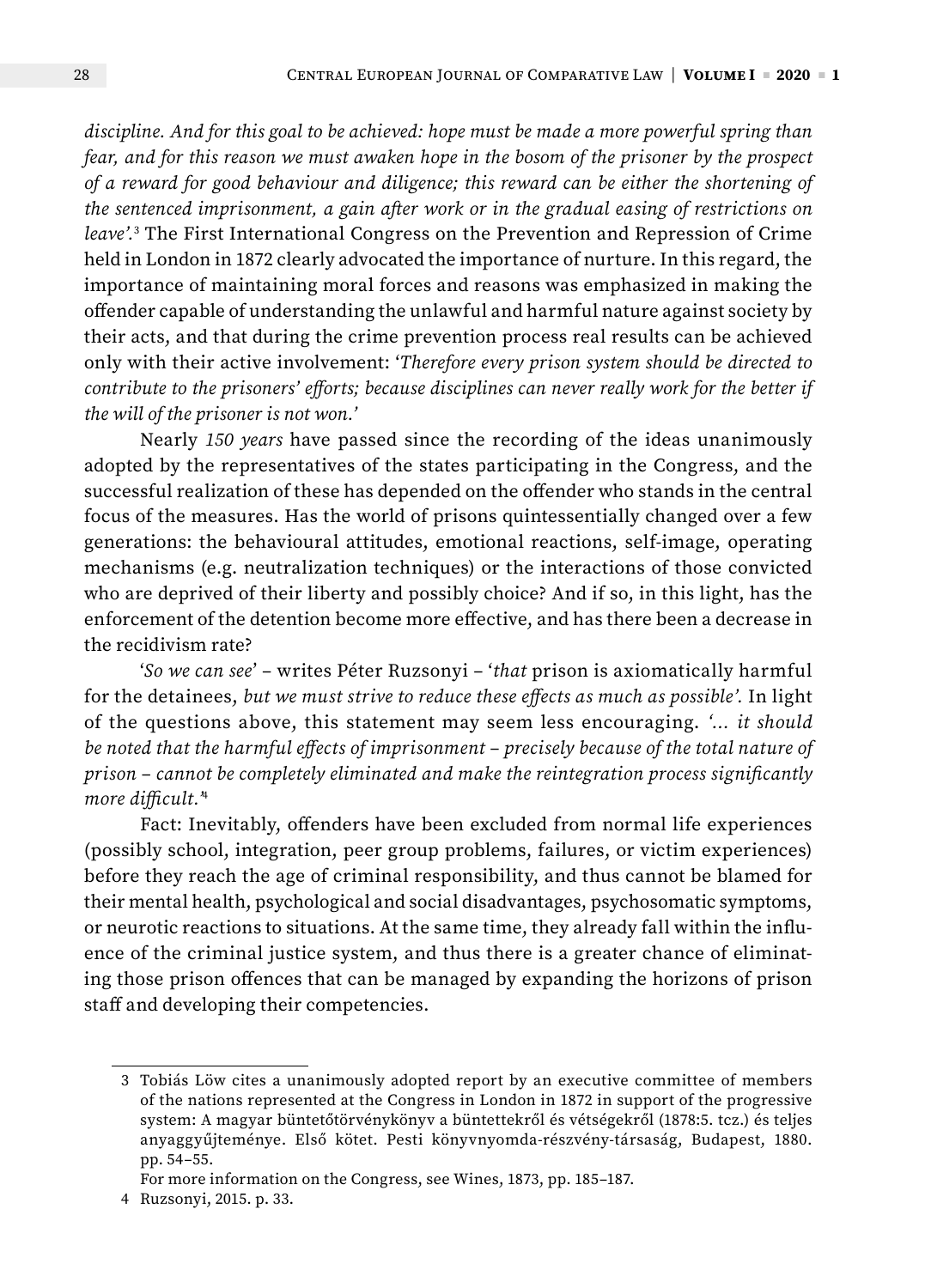*discipline. And for this goal to be achieved: hope must be made a more powerful spring than fear, and for this reason we must awaken hope in the bosom of the prisoner by the prospect of a reward for good behaviour and diligence; this reward can be either the shortening of the sentenced imprisonment, a gain after work or in the gradual easing of restrictions on leave'.*[3] The First International Congress on the Prevention and Repression of Crime held in London in 1872 clearly advocated the importance of nurture. In this regard, the importance of maintaining moral forces and reasons was emphasized in making the offender capable of understanding the unlawful and harmful nature against society by their acts, and that during the crime prevention process real results can be achieved only with their active involvement: '*Therefore every prison system should be directed to contribute to the prisoners' efforts; because disciplines can never really work for the better if the will of the prisoner is not won.*'

Nearly *150 years* have passed since the recording of the ideas unanimously adopted by the representatives of the states participating in the Congress, and the successful realization of these has depended on the offender who stands in the central focus of the measures. Has the world of prisons quintessentially changed over a few generations: the behavioural attitudes, emotional reactions, self-image, operating mechanisms (e.g. neutralization techniques) or the interactions of those convicted who are deprived of their liberty and possibly choice? And if so, in this light, has the enforcement of the detention become more effective, and has there been a decrease in the recidivism rate?

'*So we can see*' – writes Péter Ruzsonyi – '*that* prison is axiomatically harmful for the detainees, *but we must strive to reduce these effects as much as possible'.* In light of the questions above, this statement may seem less encouraging. *'... it should be noted that the harmful effects of imprisonment – precisely because of the total nature of prison – cannot be completely eliminated and make the reintegration process significantly more difficult.'*[4]

Fact: Inevitably, offenders have been excluded from normal life experiences (possibly school, integration, peer group problems, failures, or victim experiences) before they reach the age of criminal responsibility, and thus cannot be blamed for their mental health, psychological and social disadvantages, psychosomatic symptoms, or neurotic reactions to situations. At the same time, they already fall within the influence of the criminal justice system, and thus there is a greater chance of eliminating those prison offences that can be managed by expanding the horizons of prison staff and developing their competencies.

---

3 Tobiás Löw cites a unanimously adopted report by an executive committee of members of the nations represented at the Congress in London in 1872 in support of the progressive system: A magyar büntetőtörvénykönyv a büntettekről és vétségekről (1878:5. tcz.) és teljes anyaggyűjteménye. Első kötet. Pesti könyvnyomda-részvény-társaság, Budapest, 1880. pp. 54–55.
For more information on the Congress, see Wines, 1873, pp. 185–187.

4 Ruzsonyi, 2015. p. 33.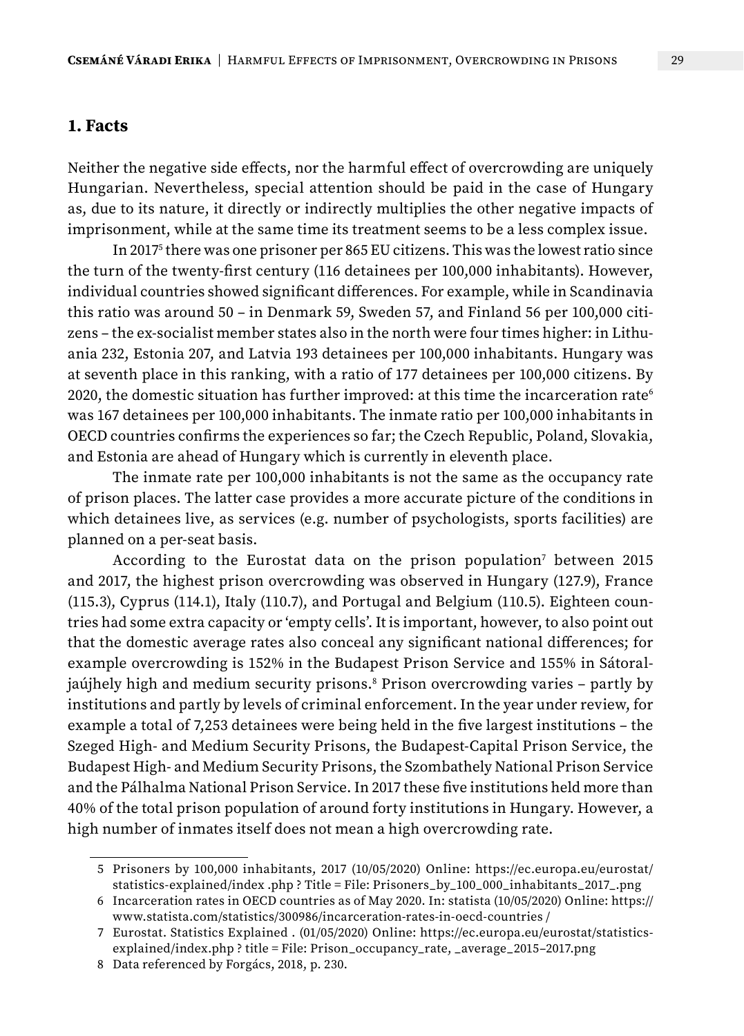## 1. Facts

Neither the negative side effects, nor the harmful effect of overcrowding are uniquely Hungarian. Nevertheless, special attention should be paid in the case of Hungary as, due to its nature, it directly or indirectly multiplies the other negative impacts of imprisonment, while at the same time its treatment seems to be a less complex issue.

In 2017[5] there was one prisoner per 865 EU citizens. This was the lowest ratio since the turn of the twenty-first century (116 detainees per 100,000 inhabitants). However, individual countries showed significant differences. For example, while in Scandinavia this ratio was around 50 – in Denmark 59, Sweden 57, and Finland 56 per 100,000 citizens – the ex-socialist member states also in the north were four times higher: in Lithuania 232, Estonia 207, and Latvia 193 detainees per 100,000 inhabitants. Hungary was at seventh place in this ranking, with a ratio of 177 detainees per 100,000 citizens. By 2020, the domestic situation has further improved: at this time the incarceration rate[6] was 167 detainees per 100,000 inhabitants. The inmate ratio per 100,000 inhabitants in OECD countries confirms the experiences so far; the Czech Republic, Poland, Slovakia, and Estonia are ahead of Hungary which is currently in eleventh place.

The inmate rate per 100,000 inhabitants is not the same as the occupancy rate of prison places. The latter case provides a more accurate picture of the conditions in which detainees live, as services (e.g. number of psychologists, sports facilities) are planned on a per-seat basis.

According to the Eurostat data on the prison population[7] between 2015 and 2017, the highest prison overcrowding was observed in Hungary (127.9), France (115.3), Cyprus (114.1), Italy (110.7), and Portugal and Belgium (110.5). Eighteen countries had some extra capacity or 'empty cells'. It is important, however, to also point out that the domestic average rates also conceal any significant national differences; for example overcrowding is 152% in the Budapest Prison Service and 155% in Sátoraljaújhely high and medium security prisons.[8] Prison overcrowding varies – partly by institutions and partly by levels of criminal enforcement. In the year under review, for example a total of 7,253 detainees were being held in the five largest institutions – the Szeged High- and Medium Security Prisons, the Budapest-Capital Prison Service, the Budapest High- and Medium Security Prisons, the Szombathely National Prison Service and the Pálhalma National Prison Service. In 2017 these five institutions held more than 40% of the total prison population of around forty institutions in Hungary. However, a high number of inmates itself does not mean a high overcrowding rate.

---

5 Prisoners by 100,000 inhabitants, 2017 (10/05/2020) Online: https://ec.europa.eu/eurostat/statistics-explained/index .php ? Title = File: Prisoners_by_100_000_inhabitants_2017_.png

6 Incarceration rates in OECD countries as of May 2020. In: statista (10/05/2020) Online: https://www.statista.com/statistics/300986/incarceration-rates-in-oecd-countries /

7 Eurostat. Statistics Explained . (01/05/2020) Online: https://ec.europa.eu/eurostat/statistics-explained/index.php ? title = File: Prison_occupancy_rate, _average_2015–2017.png

8 Data referenced by Forgács, 2018, p. 230.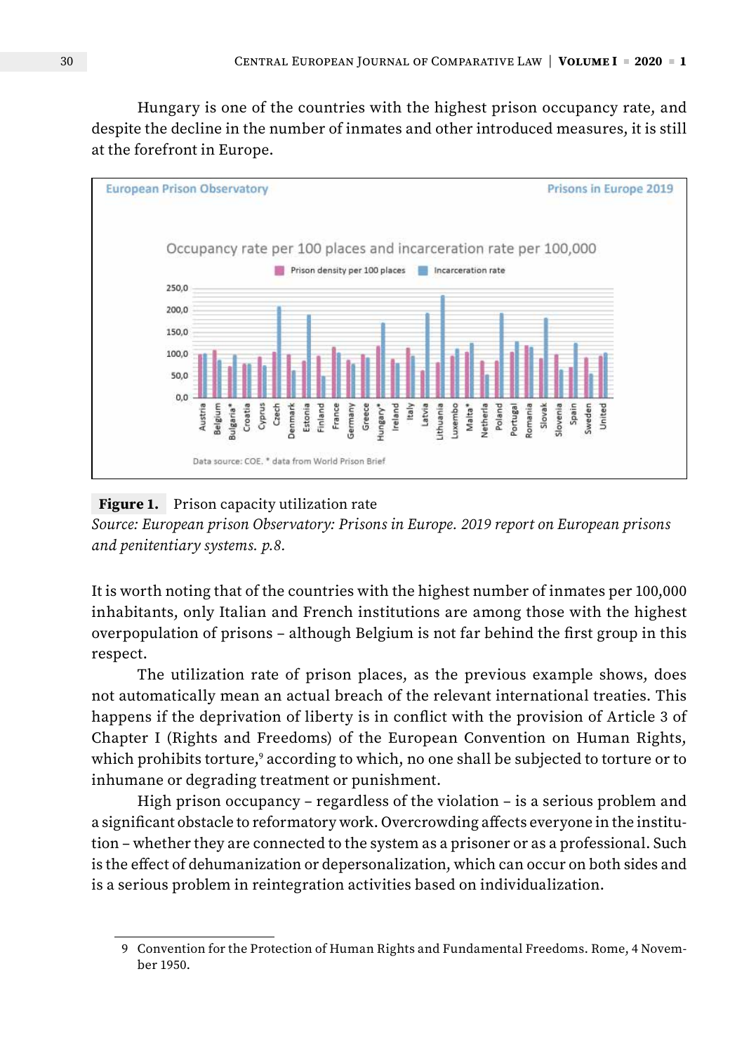Hungary is one of the countries with the highest prison occupancy rate, and despite the decline in the number of inmates and other introduced measures, it is still at the forefront in Europe.

**Figure 1.** Prison capacity utilization rate

*Source: European prison Observatory: Prisons in Europe. 2019 report on European prisons and penitentiary systems. p.8.*

It is worth noting that of the countries with the highest number of inmates per 100,000 inhabitants, only Italian and French institutions are among those with the highest overpopulation of prisons – although Belgium is not far behind the first group in this respect.

The utilization rate of prison places, as the previous example shows, does not automatically mean an actual breach of the relevant international treaties. This happens if the deprivation of liberty is in conflict with the provision of Article 3 of Chapter I (Rights and Freedoms) of the European Convention on Human Rights, which prohibits torture,[9] according to which, no one shall be subjected to torture or to inhumane or degrading treatment or punishment.

High prison occupancy – regardless of the violation – is a serious problem and a significant obstacle to reformatory work. Overcrowding affects everyone in the institution – whether they are connected to the system as a prisoner or as a professional. Such is the effect of dehumanization or depersonalization, which can occur on both sides and is a serious problem in reintegration activities based on individualization.

---

9 Convention for the Protection of Human Rights and Fundamental Freedoms. Rome, 4 November 1950.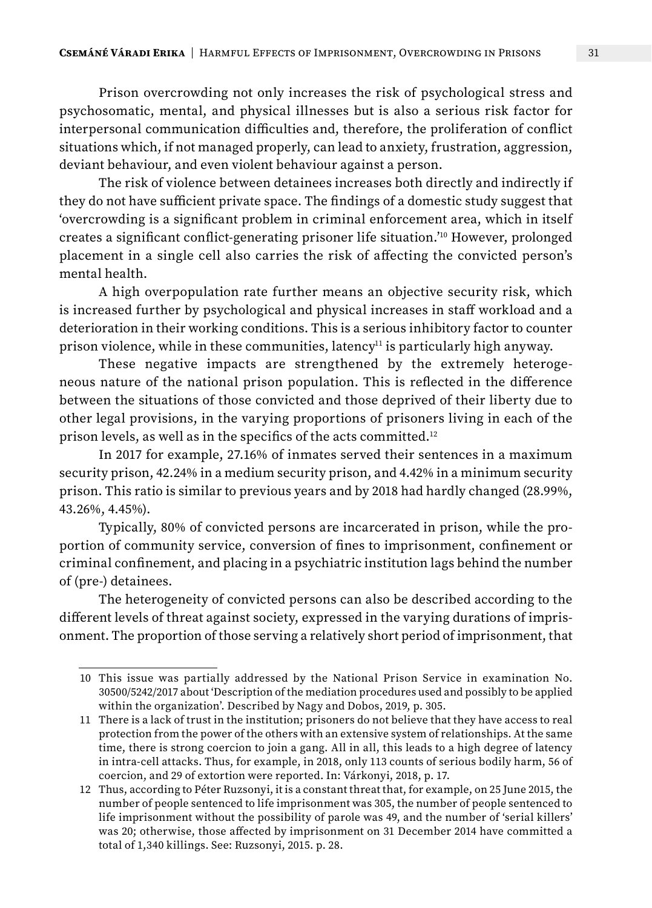Prison overcrowding not only increases the risk of psychological stress and psychosomatic, mental, and physical illnesses but is also a serious risk factor for interpersonal communication difficulties and, therefore, the proliferation of conflict situations which, if not managed properly, can lead to anxiety, frustration, aggression, deviant behaviour, and even violent behaviour against a person.

The risk of violence between detainees increases both directly and indirectly if they do not have sufficient private space. The findings of a domestic study suggest that 'overcrowding is a significant problem in criminal enforcement area, which in itself creates a significant conflict-generating prisoner life situation.'[10] However, prolonged placement in a single cell also carries the risk of affecting the convicted person's mental health.

A high overpopulation rate further means an objective security risk, which is increased further by psychological and physical increases in staff workload and a deterioration in their working conditions. This is a serious inhibitory factor to counter prison violence, while in these communities, latency[11] is particularly high anyway.

These negative impacts are strengthened by the extremely heterogeneous nature of the national prison population. This is reflected in the difference between the situations of those convicted and those deprived of their liberty due to other legal provisions, in the varying proportions of prisoners living in each of the prison levels, as well as in the specifics of the acts committed.[12]

In 2017 for example, 27.16% of inmates served their sentences in a maximum security prison, 42.24% in a medium security prison, and 4.42% in a minimum security prison. This ratio is similar to previous years and by 2018 had hardly changed (28.99%, 43.26%, 4.45%).

Typically, 80% of convicted persons are incarcerated in prison, while the proportion of community service, conversion of fines to imprisonment, confinement or criminal confinement, and placing in a psychiatric institution lags behind the number of (pre-) detainees.

The heterogeneity of convicted persons can also be described according to the different levels of threat against society, expressed in the varying durations of imprisonment. The proportion of those serving a relatively short period of imprisonment, that

---

10 This issue was partially addressed by the National Prison Service in examination No. 30500/5242/2017 about 'Description of the mediation procedures used and possibly to be applied within the organization'. Described by Nagy and Dobos, 2019, p. 305.

11 There is a lack of trust in the institution; prisoners do not believe that they have access to real protection from the power of the others with an extensive system of relationships. At the same time, there is strong coercion to join a gang. All in all, this leads to a high degree of latency in intra-cell attacks. Thus, for example, in 2018, only 113 counts of serious bodily harm, 56 of coercion, and 29 of extortion were reported. In: Várkonyi, 2018, p. 17.

12 Thus, according to Péter Ruzsonyi, it is a constant threat that, for example, on 25 June 2015, the number of people sentenced to life imprisonment was 305, the number of people sentenced to life imprisonment without the possibility of parole was 49, and the number of 'serial killers' was 20; otherwise, those affected by imprisonment on 31 December 2014 have committed a total of 1,340 killings. See: Ruzsonyi, 2015. p. 28.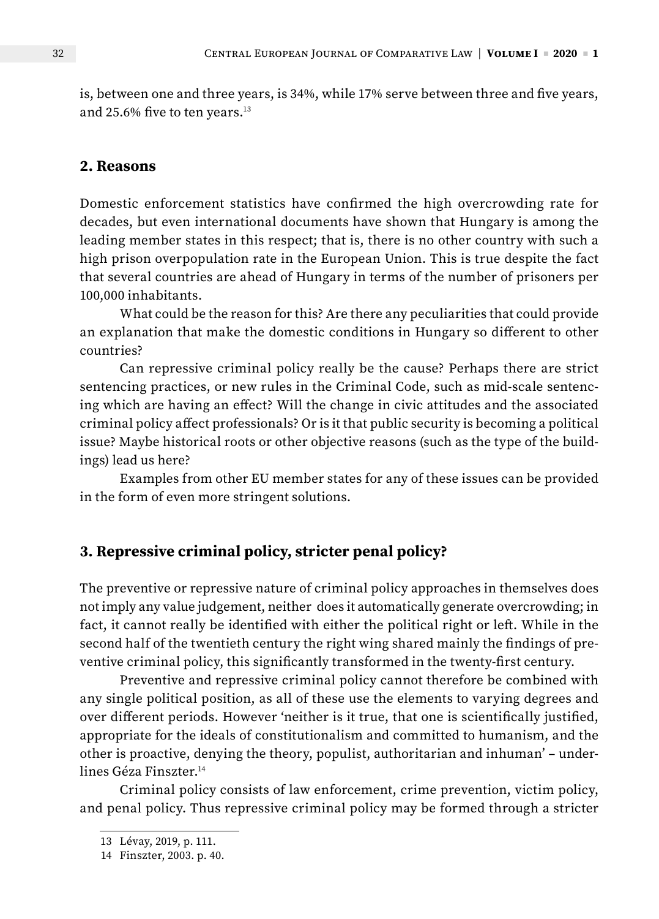is, between one and three years, is 34%, while 17% serve between three and five years, and 25.6% five to ten years.[13]

## 2. Reasons

Domestic enforcement statistics have confirmed the high overcrowding rate for decades, but even international documents have shown that Hungary is among the leading member states in this respect; that is, there is no other country with such a high prison overpopulation rate in the European Union. This is true despite the fact that several countries are ahead of Hungary in terms of the number of prisoners per 100,000 inhabitants.

What could be the reason for this? Are there any peculiarities that could provide an explanation that make the domestic conditions in Hungary so different to other countries?

Can repressive criminal policy really be the cause? Perhaps there are strict sentencing practices, or new rules in the Criminal Code, such as mid-scale sentencing which are having an effect? Will the change in civic attitudes and the associated criminal policy affect professionals? Or is it that public security is becoming a political issue? Maybe historical roots or other objective reasons (such as the type of the buildings) lead us here?

Examples from other EU member states for any of these issues can be provided in the form of even more stringent solutions.

## 3. Repressive criminal policy, stricter penal policy?

The preventive or repressive nature of criminal policy approaches in themselves does not imply any value judgement, neither does it automatically generate overcrowding; in fact, it cannot really be identified with either the political right or left. While in the second half of the twentieth century the right wing shared mainly the findings of preventive criminal policy, this significantly transformed in the twenty-first century.

Preventive and repressive criminal policy cannot therefore be combined with any single political position, as all of these use the elements to varying degrees and over different periods. However 'neither is it true, that one is scientifically justified, appropriate for the ideals of constitutionalism and committed to humanism, and the other is proactive, denying the theory, populist, authoritarian and inhuman' – underlines Géza Finszter.[14]

Criminal policy consists of law enforcement, crime prevention, victim policy, and penal policy. Thus repressive criminal policy may be formed through a stricter

13 Lévay, 2019, p. 111.

14 Finszter, 2003. p. 40.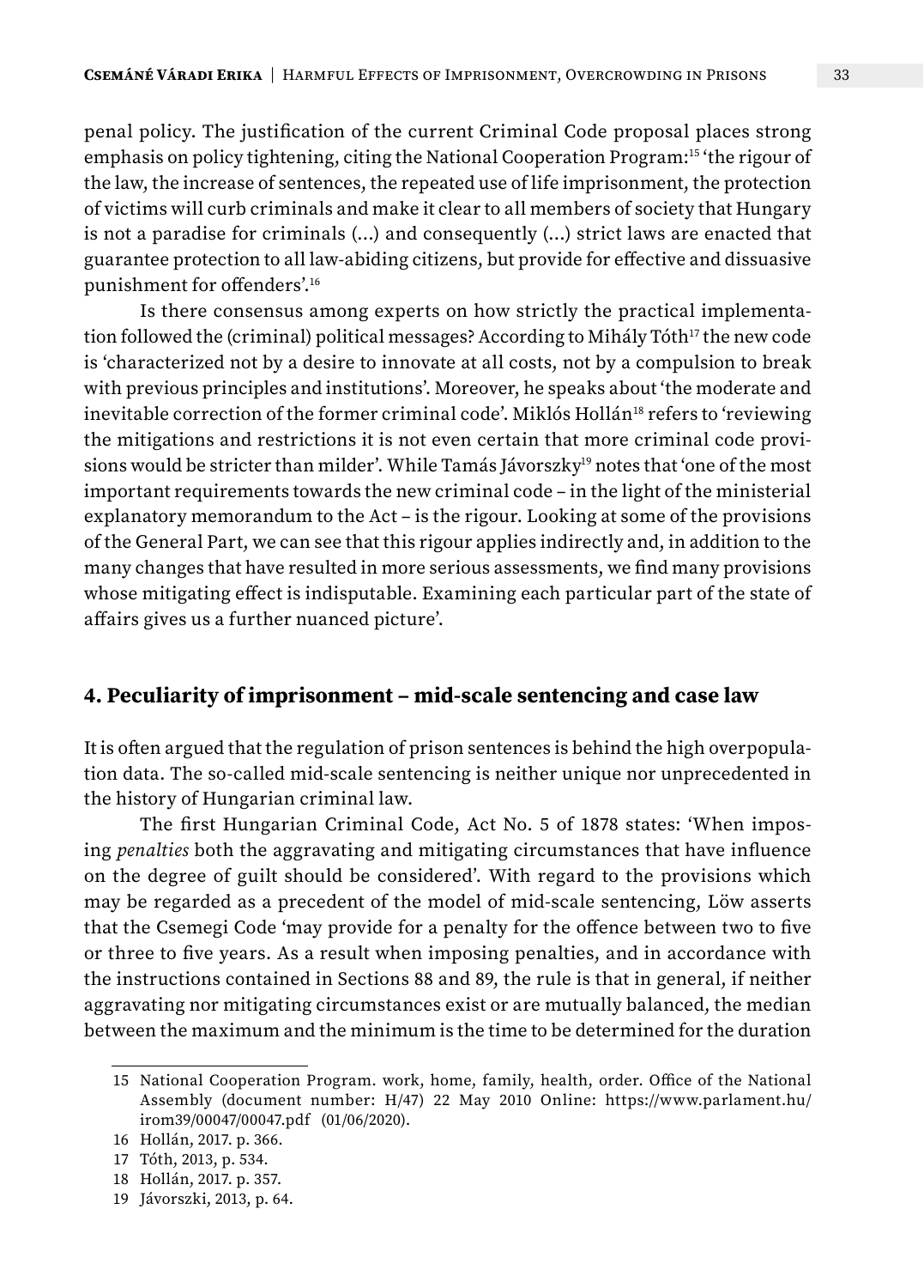penal policy. The justification of the current Criminal Code proposal places strong emphasis on policy tightening, citing the National Cooperation Program:[15] 'the rigour of the law, the increase of sentences, the repeated use of life imprisonment, the protection of victims will curb criminals and make it clear to all members of society that Hungary is not a paradise for criminals (…) and consequently (…) strict laws are enacted that guarantee protection to all law-abiding citizens, but provide for effective and dissuasive punishment for offenders'.[16]

Is there consensus among experts on how strictly the practical implementation followed the (criminal) political messages? According to Mihály Tóth[17] the new code is 'characterized not by a desire to innovate at all costs, not by a compulsion to break with previous principles and institutions'. Moreover, he speaks about 'the moderate and inevitable correction of the former criminal code'. Miklós Hollán[18] refers to 'reviewing the mitigations and restrictions it is not even certain that more criminal code provisions would be stricter than milder'. While Tamás Jávorszky[19] notes that 'one of the most important requirements towards the new criminal code – in the light of the ministerial explanatory memorandum to the Act – is the rigour. Looking at some of the provisions of the General Part, we can see that this rigour applies indirectly and, in addition to the many changes that have resulted in more serious assessments, we find many provisions whose mitigating effect is indisputable. Examining each particular part of the state of affairs gives us a further nuanced picture'.

## 4. Peculiarity of imprisonment – mid-scale sentencing and case law

It is often argued that the regulation of prison sentences is behind the high overpopulation data. The so-called mid-scale sentencing is neither unique nor unprecedented in the history of Hungarian criminal law.

The first Hungarian Criminal Code, Act No. 5 of 1878 states: 'When imposing *penalties* both the aggravating and mitigating circumstances that have influence on the degree of guilt should be considered'. With regard to the provisions which may be regarded as a precedent of the model of mid-scale sentencing, Löw asserts that the Csemegi Code 'may provide for a penalty for the offence between two to five or three to five years. As a result when imposing penalties, and in accordance with the instructions contained in Sections 88 and 89, the rule is that in general, if neither aggravating nor mitigating circumstances exist or are mutually balanced, the median between the maximum and the minimum is the time to be determined for the duration

---

15 National Cooperation Program. work, home, family, health, order. Office of the National Assembly (document number: H/47) 22 May 2010 Online: https://www.parlament.hu/irom39/00047/00047.pdf (01/06/2020).

16 Hollán, 2017. p. 366.

17 Tóth, 2013, p. 534.

18 Hollán, 2017. p. 357.

19 Jávorszki, 2013, p. 64.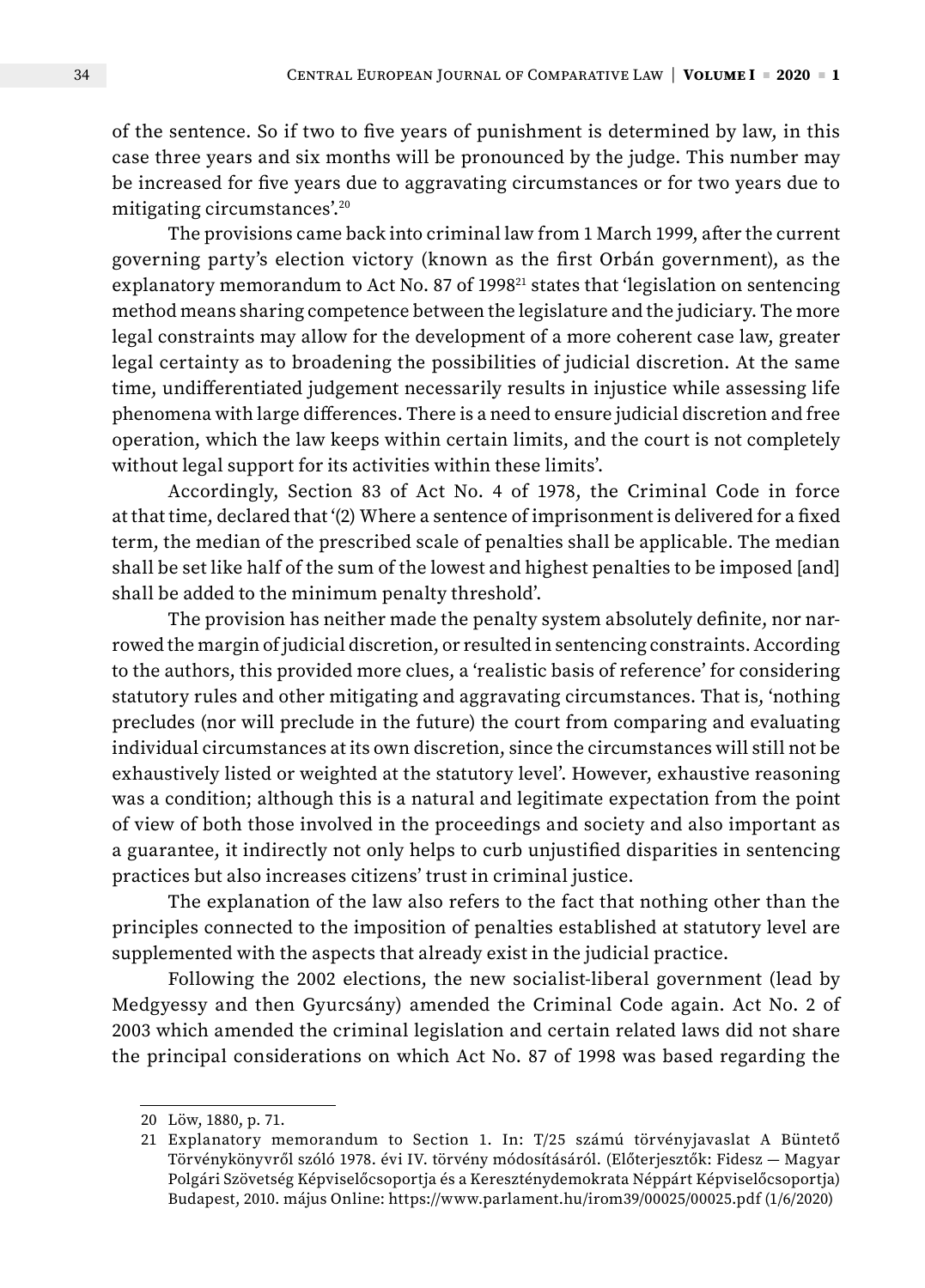of the sentence. So if two to five years of punishment is determined by law, in this case three years and six months will be pronounced by the judge. This number may be increased for five years due to aggravating circumstances or for two years due to mitigating circumstances'.[20]

The provisions came back into criminal law from 1 March 1999, after the current governing party's election victory (known as the first Orbán government), as the explanatory memorandum to Act No. 87 of 1998[21] states that 'legislation on sentencing method means sharing competence between the legislature and the judiciary. The more legal constraints may allow for the development of a more coherent case law, greater legal certainty as to broadening the possibilities of judicial discretion. At the same time, undifferentiated judgement necessarily results in injustice while assessing life phenomena with large differences. There is a need to ensure judicial discretion and free operation, which the law keeps within certain limits, and the court is not completely without legal support for its activities within these limits'.

Accordingly, Section 83 of Act No. 4 of 1978, the Criminal Code in force at that time, declared that '(2) Where a sentence of imprisonment is delivered for a fixed term, the median of the prescribed scale of penalties shall be applicable. The median shall be set like half of the sum of the lowest and highest penalties to be imposed [and] shall be added to the minimum penalty threshold'.

The provision has neither made the penalty system absolutely definite, nor narrowed the margin of judicial discretion, or resulted in sentencing constraints. According to the authors, this provided more clues, a 'realistic basis of reference' for considering statutory rules and other mitigating and aggravating circumstances. That is, 'nothing precludes (nor will preclude in the future) the court from comparing and evaluating individual circumstances at its own discretion, since the circumstances will still not be exhaustively listed or weighted at the statutory level'. However, exhaustive reasoning was a condition; although this is a natural and legitimate expectation from the point of view of both those involved in the proceedings and society and also important as a guarantee, it indirectly not only helps to curb unjustified disparities in sentencing practices but also increases citizens' trust in criminal justice.

The explanation of the law also refers to the fact that nothing other than the principles connected to the imposition of penalties established at statutory level are supplemented with the aspects that already exist in the judicial practice.

Following the 2002 elections, the new socialist-liberal government (lead by Medgyessy and then Gyurcsány) amended the Criminal Code again. Act No. 2 of 2003 which amended the criminal legislation and certain related laws did not share the principal considerations on which Act No. 87 of 1998 was based regarding the

---

20 Löw, 1880, p. 71.

21 Explanatory memorandum to Section 1. In: T/25 számú törvényjavaslat A Büntető Törvénykönyvről szóló 1978. évi IV. törvény módosításáról. (Előterjesztők: Fidesz — Magyar Polgári Szövetség Képviselőcsoportja és a Kereszténydemokrata Néppárt Képviselőcsoportja) Budapest, 2010. május Online: https://www.parlament.hu/irom39/00025/00025.pdf (1/6/2020)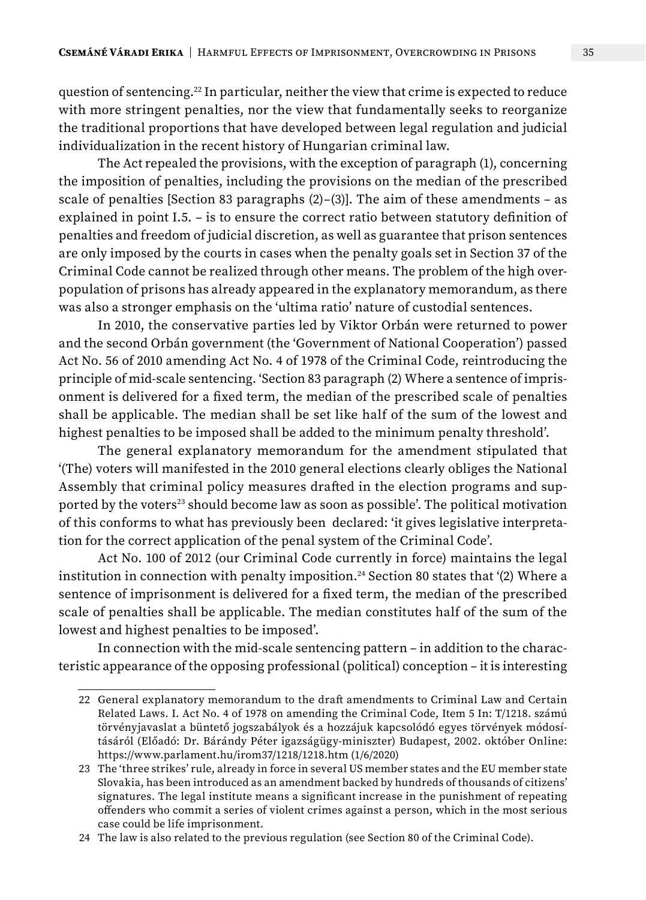question of sentencing.[22] In particular, neither the view that crime is expected to reduce with more stringent penalties, nor the view that fundamentally seeks to reorganize the traditional proportions that have developed between legal regulation and judicial individualization in the recent history of Hungarian criminal law.

The Act repealed the provisions, with the exception of paragraph (1), concerning the imposition of penalties, including the provisions on the median of the prescribed scale of penalties [Section 83 paragraphs (2)–(3)]. The aim of these amendments – as explained in point I.5. – is to ensure the correct ratio between statutory definition of penalties and freedom of judicial discretion, as well as guarantee that prison sentences are only imposed by the courts in cases when the penalty goals set in Section 37 of the Criminal Code cannot be realized through other means. The problem of the high overpopulation of prisons has already appeared in the explanatory memorandum, as there was also a stronger emphasis on the 'ultima ratio' nature of custodial sentences.

In 2010, the conservative parties led by Viktor Orbán were returned to power and the second Orbán government (the 'Government of National Cooperation') passed Act No. 56 of 2010 amending Act No. 4 of 1978 of the Criminal Code, reintroducing the principle of mid-scale sentencing. 'Section 83 paragraph (2) Where a sentence of imprisonment is delivered for a fixed term, the median of the prescribed scale of penalties shall be applicable. The median shall be set like half of the sum of the lowest and highest penalties to be imposed shall be added to the minimum penalty threshold'.

The general explanatory memorandum for the amendment stipulated that '(The) voters will manifested in the 2010 general elections clearly obliges the National Assembly that criminal policy measures drafted in the election programs and supported by the voters[23] should become law as soon as possible'. The political motivation of this conforms to what has previously been declared: 'it gives legislative interpretation for the correct application of the penal system of the Criminal Code'.

Act No. 100 of 2012 (our Criminal Code currently in force) maintains the legal institution in connection with penalty imposition.[24] Section 80 states that '(2) Where a sentence of imprisonment is delivered for a fixed term, the median of the prescribed scale of penalties shall be applicable. The median constitutes half of the sum of the lowest and highest penalties to be imposed'.

In connection with the mid-scale sentencing pattern – in addition to the characteristic appearance of the opposing professional (political) conception – it is interesting

---

22 General explanatory memorandum to the draft amendments to Criminal Law and Certain Related Laws. I. Act No. 4 of 1978 on amending the Criminal Code, Item 5 In: T/1218. számú törvényjavaslat a büntető jogszabályok és a hozzájuk kapcsolódó egyes törvények módosításáról (Előadó: Dr. Bárándy Péter igazságügy-miniszter) Budapest, 2002. október Online: https://www.parlament.hu/irom37/1218/1218.htm (1/6/2020)

23 The 'three strikes' rule, already in force in several US member states and the EU member state Slovakia, has been introduced as an amendment backed by hundreds of thousands of citizens' signatures. The legal institute means a significant increase in the punishment of repeating offenders who commit a series of violent crimes against a person, which in the most serious case could be life imprisonment.

24 The law is also related to the previous regulation (see Section 80 of the Criminal Code).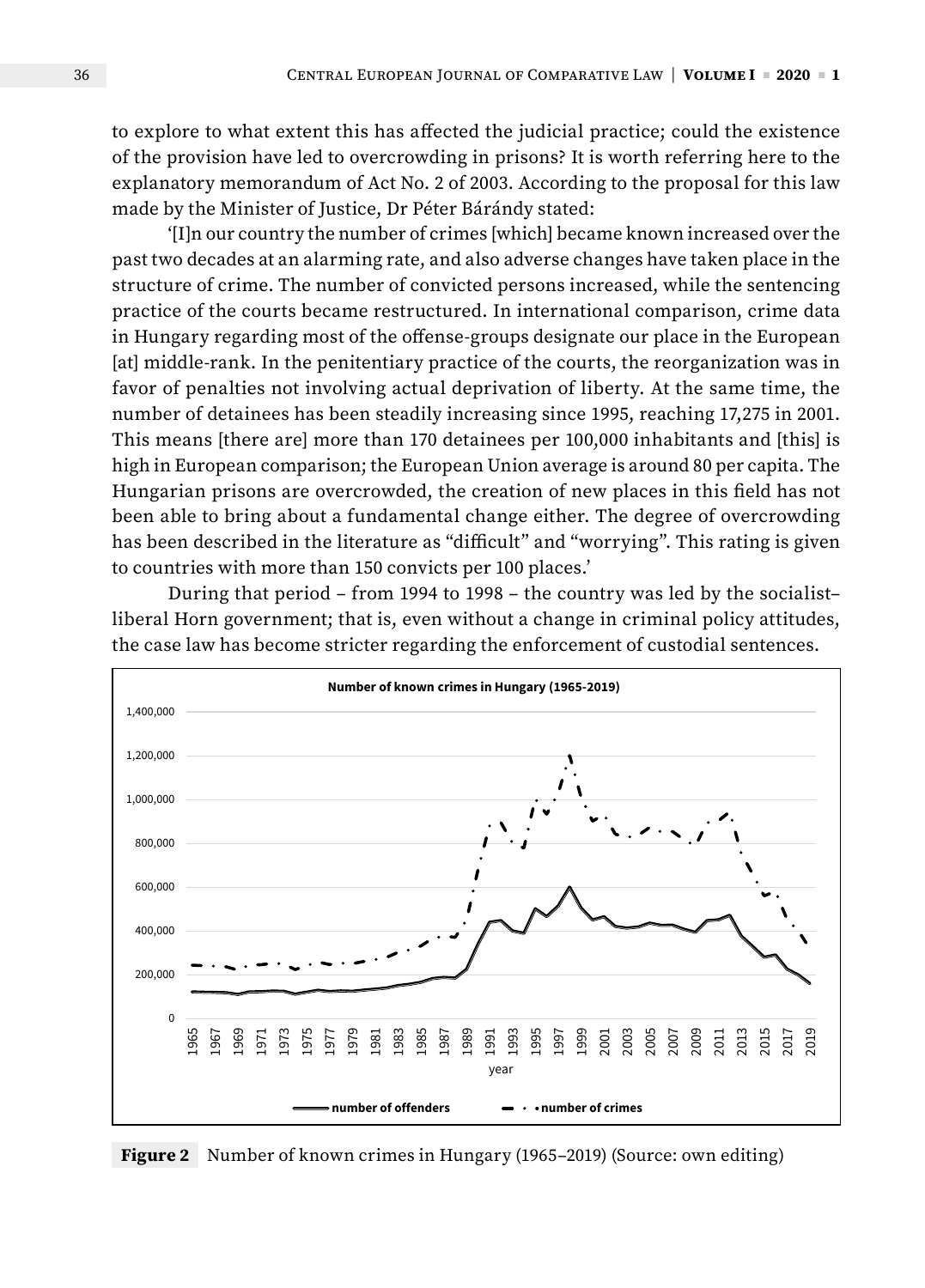to explore to what extent this has affected the judicial practice; could the existence of the provision have led to overcrowding in prisons? It is worth referring here to the explanatory memorandum of Act No. 2 of 2003. According to the proposal for this law made by the Minister of Justice, Dr Péter Bárándy stated:

'[I]n our country the number of crimes [which] became known increased over the past two decades at an alarming rate, and also adverse changes have taken place in the structure of crime. The number of convicted persons increased, while the sentencing practice of the courts became restructured. In international comparison, crime data in Hungary regarding most of the offense-groups designate our place in the European [at] middle-rank. In the penitentiary practice of the courts, the reorganization was in favor of penalties not involving actual deprivation of liberty. At the same time, the number of detainees has been steadily increasing since 1995, reaching 17,275 in 2001. This means [there are] more than 170 detainees per 100,000 inhabitants and [this] is high in European comparison; the European Union average is around 80 per capita. The Hungarian prisons are overcrowded, the creation of new places in this field has not been able to bring about a fundamental change either. The degree of overcrowding has been described in the literature as "difficult" and "worrying". This rating is given to countries with more than 150 convicts per 100 places.'

During that period – from 1994 to 1998 – the country was led by the socialist–liberal Horn government; that is, even without a change in criminal policy attitudes, the case law has become stricter regarding the enforcement of custodial sentences.

**Figure 2** Number of known crimes in Hungary (1965–2019) (Source: own editing)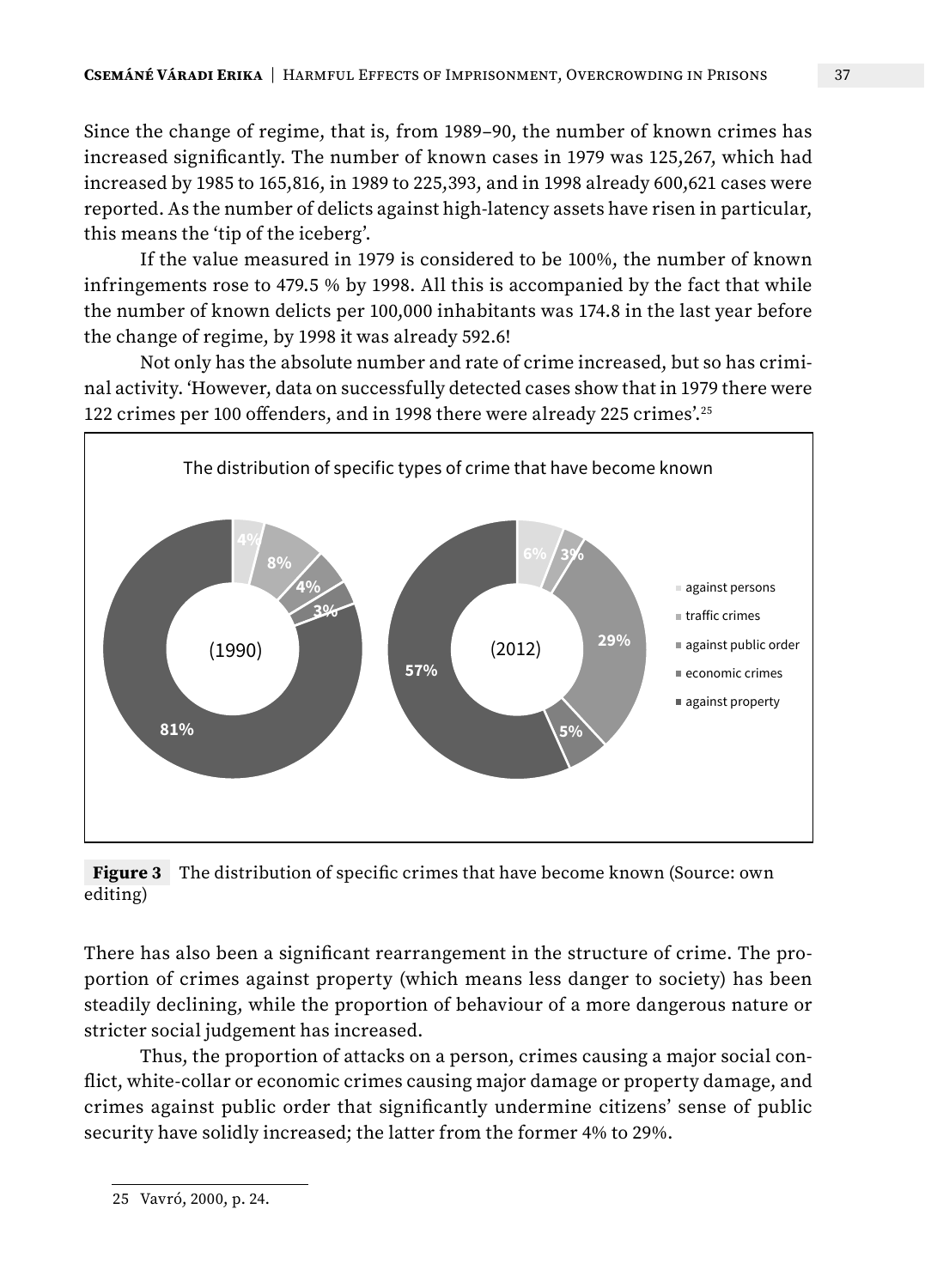Since the change of regime, that is, from 1989–90, the number of known crimes has increased significantly. The number of known cases in 1979 was 125,267, which had increased by 1985 to 165,816, in 1989 to 225,393, and in 1998 already 600,621 cases were reported. As the number of delicts against high-latency assets have risen in particular, this means the 'tip of the iceberg'.

If the value measured in 1979 is considered to be 100%, the number of known infringements rose to 479.5 % by 1998. All this is accompanied by the fact that while the number of known delicts per 100,000 inhabitants was 174.8 in the last year before the change of regime, by 1998 it was already 592.6!

Not only has the absolute number and rate of crime increased, but so has criminal activity. 'However, data on successfully detected cases show that in 1979 there were 122 crimes per 100 offenders, and in 1998 there were already 225 crimes'.[25]

The distribution of specific types of crime that have become known

| | (1990) | (2012) |
|---|---|---|
| against persons | 4% | 6% |
| traffic crimes | 8% | 3% |
| against public order | 4% | 29% |
| economic crimes | 3% | 5% |
| against property | 81% | 57% |

**Figure 3** The distribution of specific crimes that have become known (Source: own editing)

There has also been a significant rearrangement in the structure of crime. The proportion of crimes against property (which means less danger to society) has been steadily declining, while the proportion of behaviour of a more dangerous nature or stricter social judgement has increased.

Thus, the proportion of attacks on a person, crimes causing a major social conflict, white-collar or economic crimes causing major damage or property damage, and crimes against public order that significantly undermine citizens' sense of public security have solidly increased; the latter from the former 4% to 29%.

25 Vavró, 2000, p. 24.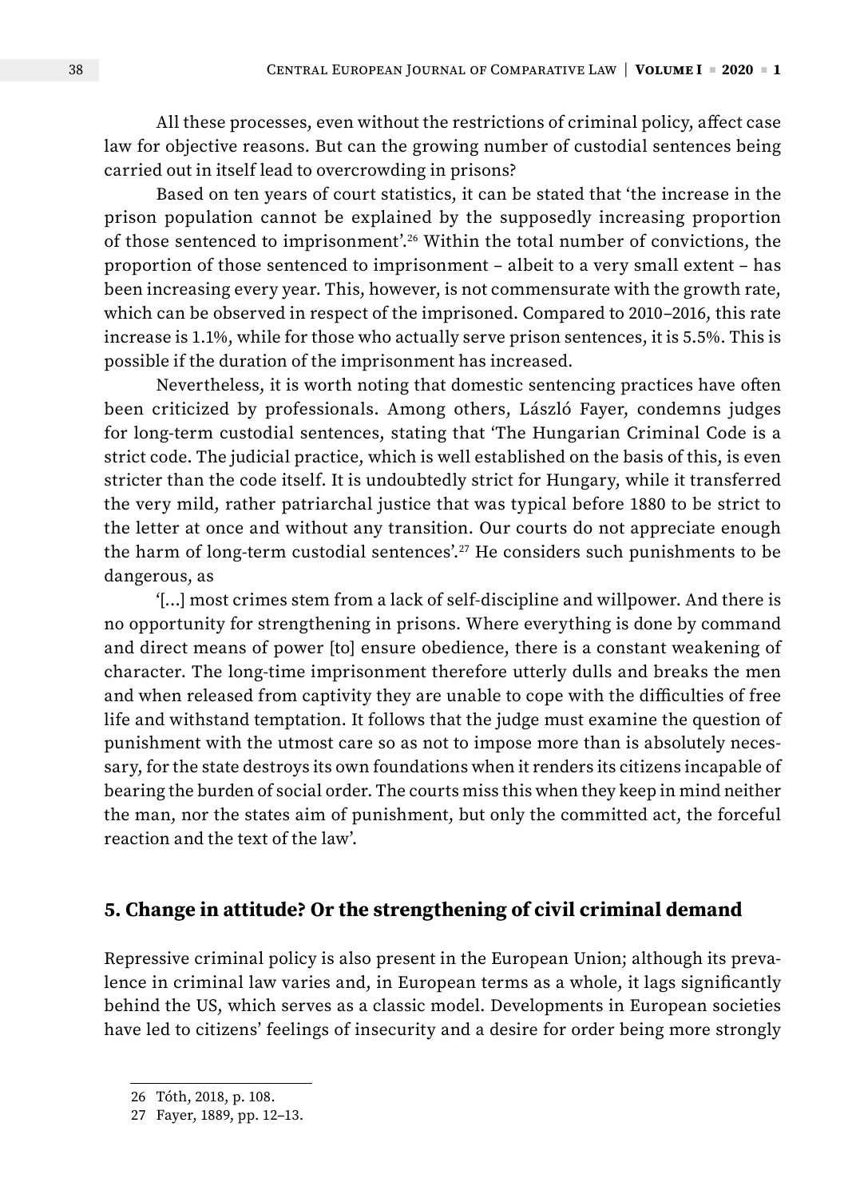All these processes, even without the restrictions of criminal policy, affect case law for objective reasons. But can the growing number of custodial sentences being carried out in itself lead to overcrowding in prisons?

Based on ten years of court statistics, it can be stated that 'the increase in the prison population cannot be explained by the supposedly increasing proportion of those sentenced to imprisonment'.[26] Within the total number of convictions, the proportion of those sentenced to imprisonment – albeit to a very small extent – has been increasing every year. This, however, is not commensurate with the growth rate, which can be observed in respect of the imprisoned. Compared to 2010–2016, this rate increase is 1.1%, while for those who actually serve prison sentences, it is 5.5%. This is possible if the duration of the imprisonment has increased.

Nevertheless, it is worth noting that domestic sentencing practices have often been criticized by professionals. Among others, László Fayer, condemns judges for long-term custodial sentences, stating that 'The Hungarian Criminal Code is a strict code. The judicial practice, which is well established on the basis of this, is even stricter than the code itself. It is undoubtedly strict for Hungary, while it transferred the very mild, rather patriarchal justice that was typical before 1880 to be strict to the letter at once and without any transition. Our courts do not appreciate enough the harm of long-term custodial sentences'.[27] He considers such punishments to be dangerous, as

'[...] most crimes stem from a lack of self-discipline and willpower. And there is no opportunity for strengthening in prisons. Where everything is done by command and direct means of power [to] ensure obedience, there is a constant weakening of character. The long-time imprisonment therefore utterly dulls and breaks the men and when released from captivity they are unable to cope with the difficulties of free life and withstand temptation. It follows that the judge must examine the question of punishment with the utmost care so as not to impose more than is absolutely necessary, for the state destroys its own foundations when it renders its citizens incapable of bearing the burden of social order. The courts miss this when they keep in mind neither the man, nor the states aim of punishment, but only the committed act, the forceful reaction and the text of the law'.

## 5. Change in attitude? Or the strengthening of civil criminal demand

Repressive criminal policy is also present in the European Union; although its prevalence in criminal law varies and, in European terms as a whole, it lags significantly behind the US, which serves as a classic model. Developments in European societies have led to citizens' feelings of insecurity and a desire for order being more strongly

---

26 Tóth, 2018, p. 108.

27 Fayer, 1889, pp. 12–13.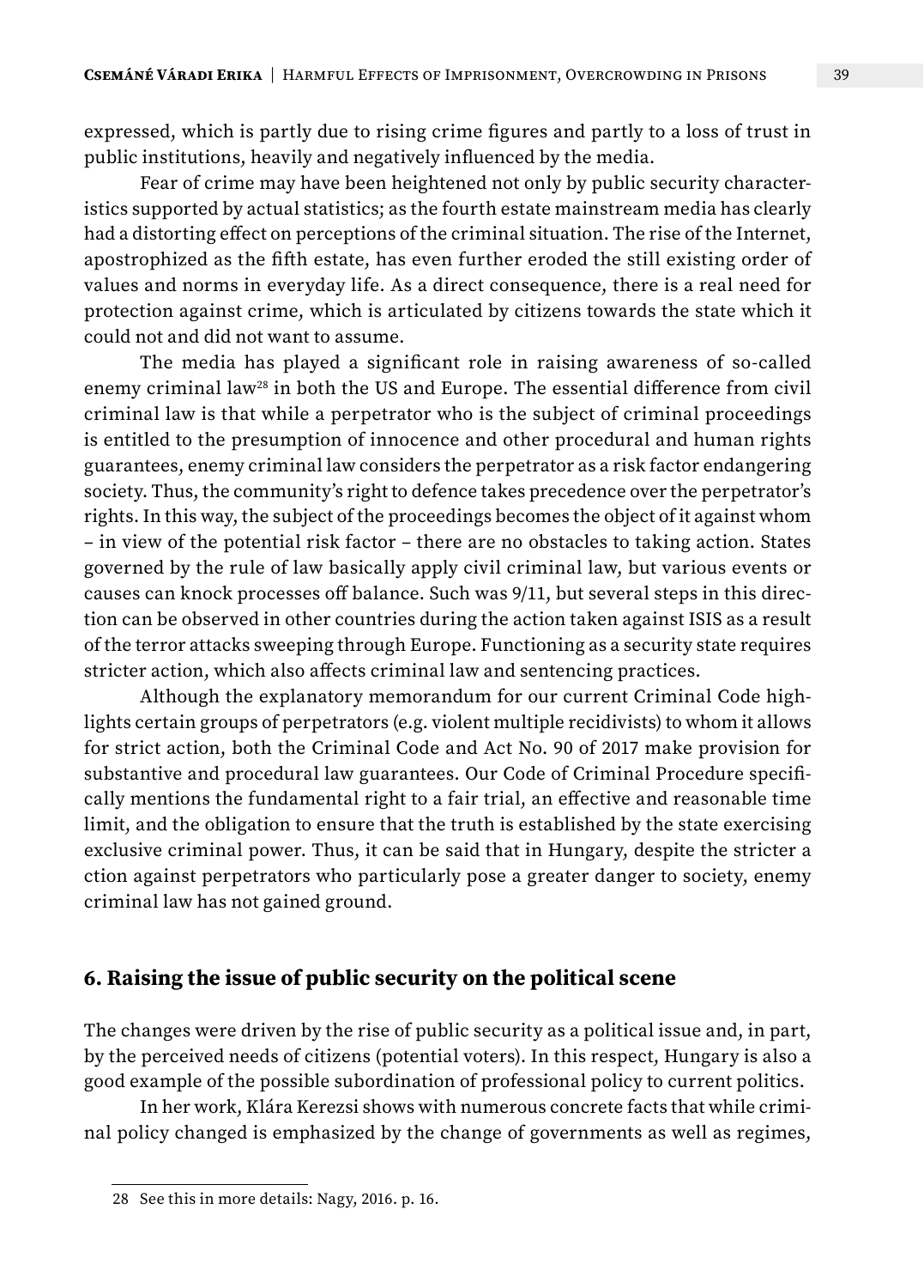expressed, which is partly due to rising crime figures and partly to a loss of trust in public institutions, heavily and negatively influenced by the media.

Fear of crime may have been heightened not only by public security characteristics supported by actual statistics; as the fourth estate mainstream media has clearly had a distorting effect on perceptions of the criminal situation. The rise of the Internet, apostrophized as the fifth estate, has even further eroded the still existing order of values and norms in everyday life. As a direct consequence, there is a real need for protection against crime, which is articulated by citizens towards the state which it could not and did not want to assume.

The media has played a significant role in raising awareness of so-called enemy criminal law[28] in both the US and Europe. The essential difference from civil criminal law is that while a perpetrator who is the subject of criminal proceedings is entitled to the presumption of innocence and other procedural and human rights guarantees, enemy criminal law considers the perpetrator as a risk factor endangering society. Thus, the community's right to defence takes precedence over the perpetrator's rights. In this way, the subject of the proceedings becomes the object of it against whom – in view of the potential risk factor – there are no obstacles to taking action. States governed by the rule of law basically apply civil criminal law, but various events or causes can knock processes off balance. Such was 9/11, but several steps in this direction can be observed in other countries during the action taken against ISIS as a result of the terror attacks sweeping through Europe. Functioning as a security state requires stricter action, which also affects criminal law and sentencing practices.

Although the explanatory memorandum for our current Criminal Code highlights certain groups of perpetrators (e.g. violent multiple recidivists) to whom it allows for strict action, both the Criminal Code and Act No. 90 of 2017 make provision for substantive and procedural law guarantees. Our Code of Criminal Procedure specifically mentions the fundamental right to a fair trial, an effective and reasonable time limit, and the obligation to ensure that the truth is established by the state exercising exclusive criminal power. Thus, it can be said that in Hungary, despite the stricter a ction against perpetrators who particularly pose a greater danger to society, enemy criminal law has not gained ground.

## 6. Raising the issue of public security on the political scene

The changes were driven by the rise of public security as a political issue and, in part, by the perceived needs of citizens (potential voters). In this respect, Hungary is also a good example of the possible subordination of professional policy to current politics.

In her work, Klára Kerezsi shows with numerous concrete facts that while criminal policy changed is emphasized by the change of governments as well as regimes,

28 See this in more details: Nagy, 2016. p. 16.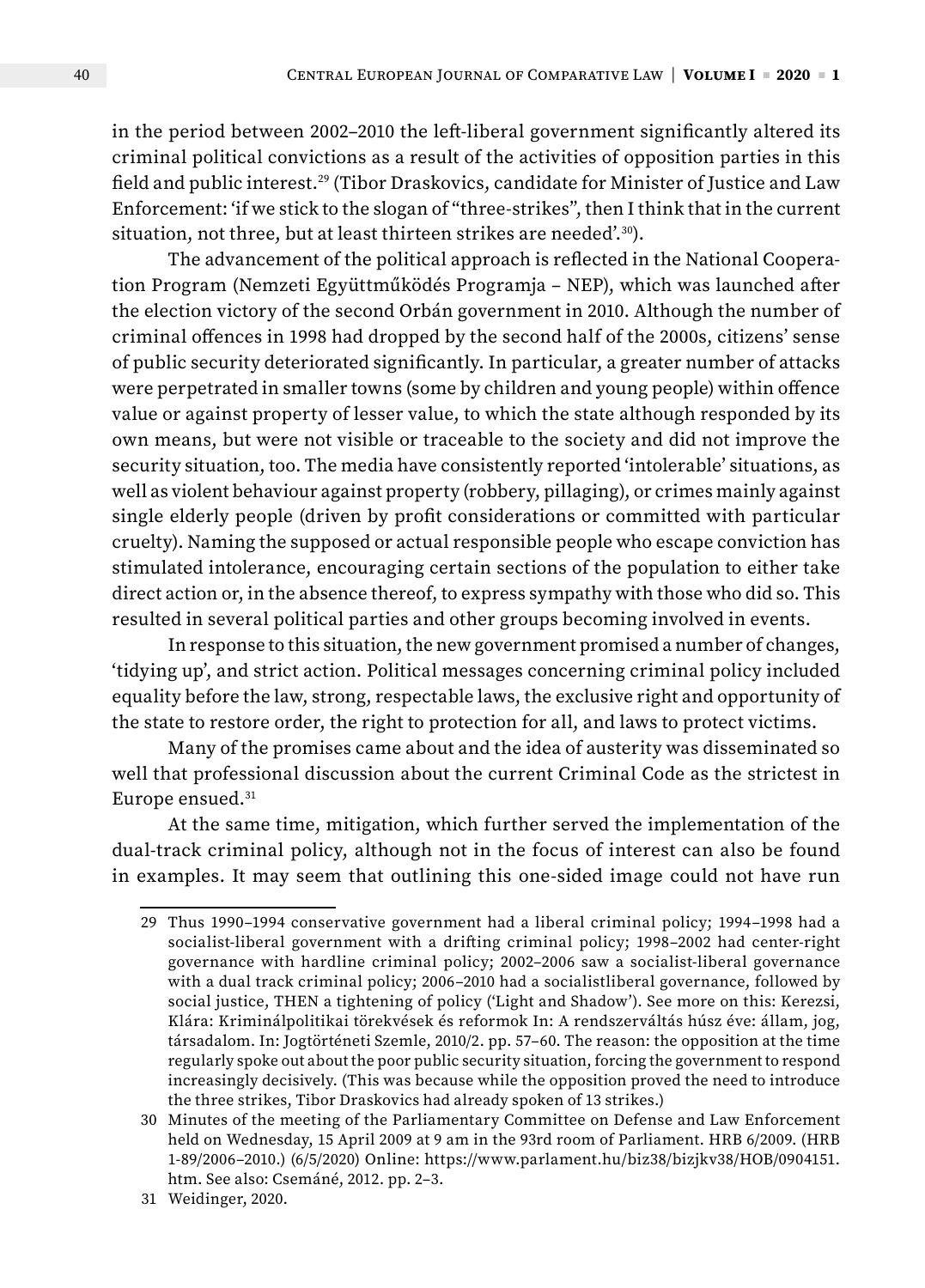in the period between 2002–2010 the left-liberal government significantly altered its criminal political convictions as a result of the activities of opposition parties in this field and public interest.[29] (Tibor Draskovics, candidate for Minister of Justice and Law Enforcement: 'if we stick to the slogan of "three-strikes", then I think that in the current situation, not three, but at least thirteen strikes are needed'.[30]).

The advancement of the political approach is reflected in the National Cooperation Program (Nemzeti Együttműködés Programja – NEP), which was launched after the election victory of the second Orbán government in 2010. Although the number of criminal offences in 1998 had dropped by the second half of the 2000s, citizens' sense of public security deteriorated significantly. In particular, a greater number of attacks were perpetrated in smaller towns (some by children and young people) within offence value or against property of lesser value, to which the state although responded by its own means, but were not visible or traceable to the society and did not improve the security situation, too. The media have consistently reported 'intolerable' situations, as well as violent behaviour against property (robbery, pillaging), or crimes mainly against single elderly people (driven by profit considerations or committed with particular cruelty). Naming the supposed or actual responsible people who escape conviction has stimulated intolerance, encouraging certain sections of the population to either take direct action or, in the absence thereof, to express sympathy with those who did so. This resulted in several political parties and other groups becoming involved in events.

In response to this situation, the new government promised a number of changes, 'tidying up', and strict action. Political messages concerning criminal policy included equality before the law, strong, respectable laws, the exclusive right and opportunity of the state to restore order, the right to protection for all, and laws to protect victims.

Many of the promises came about and the idea of austerity was disseminated so well that professional discussion about the current Criminal Code as the strictest in Europe ensued.[31]

At the same time, mitigation, which further served the implementation of the dual-track criminal policy, although not in the focus of interest can also be found in examples. It may seem that outlining this one-sided image could not have run

---

29 Thus 1990–1994 conservative government had a liberal criminal policy; 1994–1998 had a socialist-liberal government with a drifting criminal policy; 1998–2002 had center-right governance with hardline criminal policy; 2002–2006 saw a socialist-liberal governance with a dual track criminal policy; 2006–2010 had a socialistliberal governance, followed by social justice, THEN a tightening of policy ('Light and Shadow'). See more on this: Kerezsi, Klára: Kriminálpolitikai törekvések és reformok In: A rendszerváltás húsz éve: állam, jog, társadalom. In: Jogtörténeti Szemle, 2010/2. pp. 57–60. The reason: the opposition at the time regularly spoke out about the poor public security situation, forcing the government to respond increasingly decisively. (This was because while the opposition proved the need to introduce the three strikes, Tibor Draskovics had already spoken of 13 strikes.)

30 Minutes of the meeting of the Parliamentary Committee on Defense and Law Enforcement held on Wednesday, 15 April 2009 at 9 am in the 93rd room of Parliament. HRB 6/2009. (HRB 1-89/2006–2010.) (6/5/2020) Online: https://www.parlament.hu/biz38/bizjkv38/HOB/0904151.htm. See also: Csemáné, 2012. pp. 2–3.

31 Weidinger, 2020.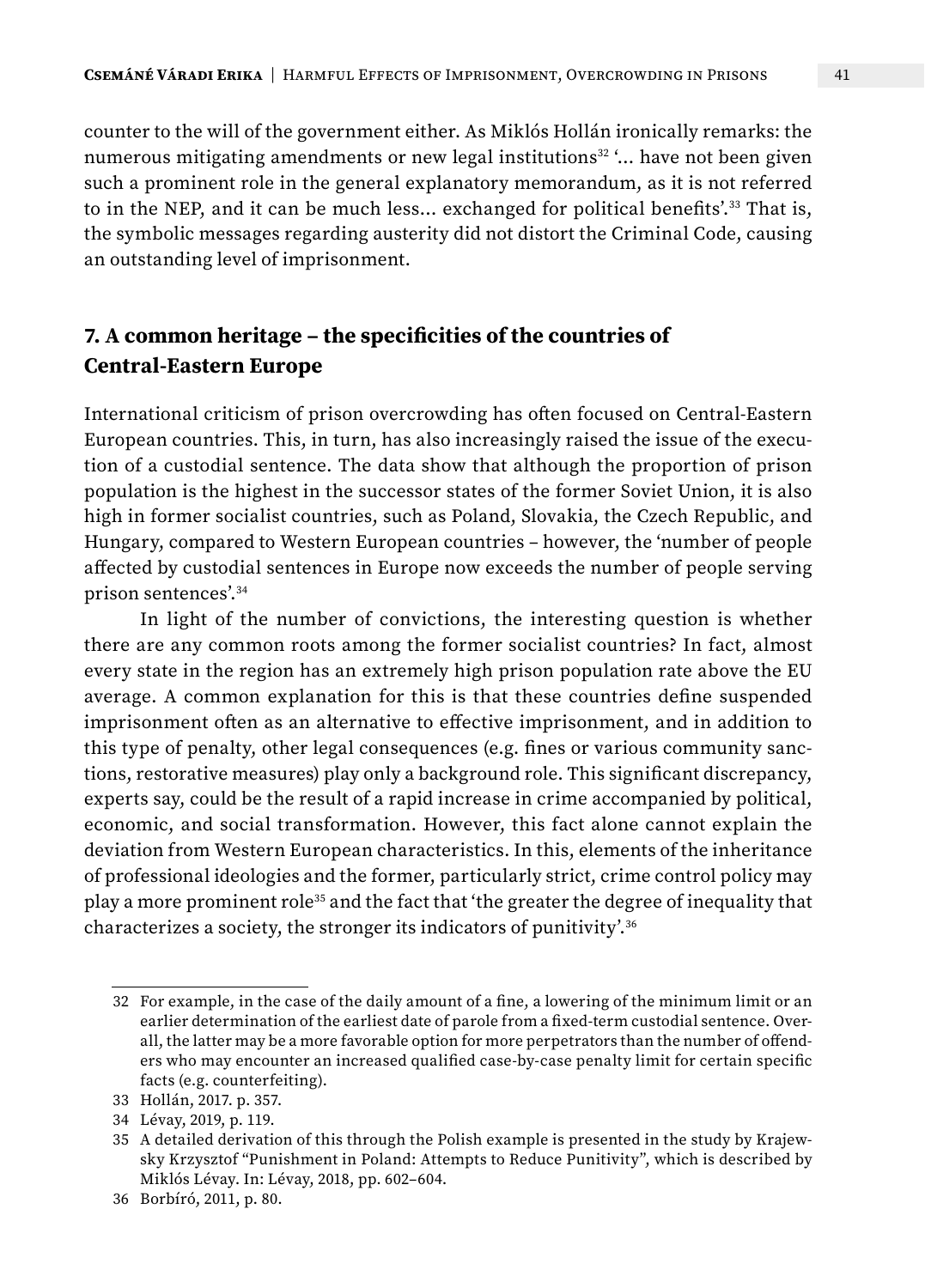counter to the will of the government either. As Miklós Hollán ironically remarks: the numerous mitigating amendments or new legal institutions[32] '... have not been given such a prominent role in the general explanatory memorandum, as it is not referred to in the NEP, and it can be much less... exchanged for political benefits'.[33] That is, the symbolic messages regarding austerity did not distort the Criminal Code, causing an outstanding level of imprisonment.

## 7. A common heritage – the specificities of the countries of Central-Eastern Europe

International criticism of prison overcrowding has often focused on Central-Eastern European countries. This, in turn, has also increasingly raised the issue of the execution of a custodial sentence. The data show that although the proportion of prison population is the highest in the successor states of the former Soviet Union, it is also high in former socialist countries, such as Poland, Slovakia, the Czech Republic, and Hungary, compared to Western European countries – however, the 'number of people affected by custodial sentences in Europe now exceeds the number of people serving prison sentences'.[34]

In light of the number of convictions, the interesting question is whether there are any common roots among the former socialist countries? In fact, almost every state in the region has an extremely high prison population rate above the EU average. A common explanation for this is that these countries define suspended imprisonment often as an alternative to effective imprisonment, and in addition to this type of penalty, other legal consequences (e.g. fines or various community sanctions, restorative measures) play only a background role. This significant discrepancy, experts say, could be the result of a rapid increase in crime accompanied by political, economic, and social transformation. However, this fact alone cannot explain the deviation from Western European characteristics. In this, elements of the inheritance of professional ideologies and the former, particularly strict, crime control policy may play a more prominent role[35] and the fact that 'the greater the degree of inequality that characterizes a society, the stronger its indicators of punitivity'.[36]

---

32 For example, in the case of the daily amount of a fine, a lowering of the minimum limit or an earlier determination of the earliest date of parole from a fixed-term custodial sentence. Overall, the latter may be a more favorable option for more perpetrators than the number of offenders who may encounter an increased qualified case-by-case penalty limit for certain specific facts (e.g. counterfeiting).

33 Hollán, 2017. p. 357.

34 Lévay, 2019, p. 119.

35 A detailed derivation of this through the Polish example is presented in the study by Krajewsky Krzysztof "Punishment in Poland: Attempts to Reduce Punitivity", which is described by Miklós Lévay. In: Lévay, 2018, pp. 602–604.

36 Borbíró, 2011, p. 80.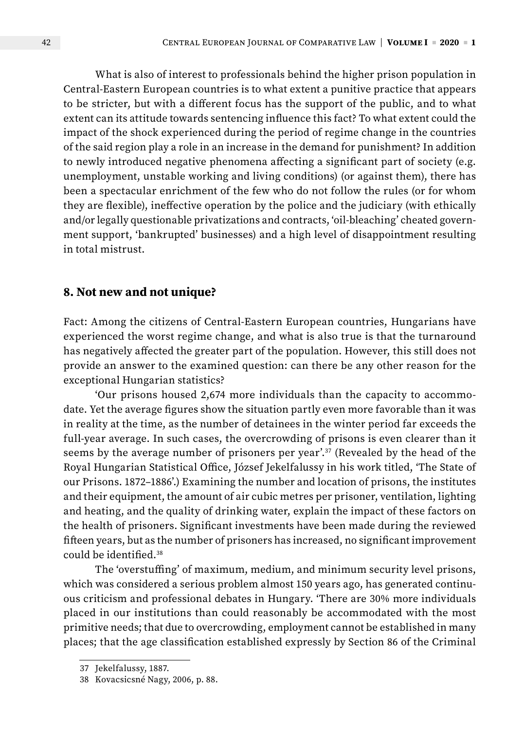What is also of interest to professionals behind the higher prison population in Central-Eastern European countries is to what extent a punitive practice that appears to be stricter, but with a different focus has the support of the public, and to what extent can its attitude towards sentencing influence this fact? To what extent could the impact of the shock experienced during the period of regime change in the countries of the said region play a role in an increase in the demand for punishment? In addition to newly introduced negative phenomena affecting a significant part of society (e.g. unemployment, unstable working and living conditions) (or against them), there has been a spectacular enrichment of the few who do not follow the rules (or for whom they are flexible), ineffective operation by the police and the judiciary (with ethically and/or legally questionable privatizations and contracts, 'oil-bleaching' cheated government support, 'bankrupted' businesses) and a high level of disappointment resulting in total mistrust.

## 8. Not new and not unique?

Fact: Among the citizens of Central-Eastern European countries, Hungarians have experienced the worst regime change, and what is also true is that the turnaround has negatively affected the greater part of the population. However, this still does not provide an answer to the examined question: can there be any other reason for the exceptional Hungarian statistics?

'Our prisons housed 2,674 more individuals than the capacity to accommodate. Yet the average figures show the situation partly even more favorable than it was in reality at the time, as the number of detainees in the winter period far exceeds the full-year average. In such cases, the overcrowding of prisons is even clearer than it seems by the average number of prisoners per year'.[37] (Revealed by the head of the Royal Hungarian Statistical Office, József Jekelfalussy in his work titled, 'The State of our Prisons. 1872–1886'.) Examining the number and location of prisons, the institutes and their equipment, the amount of air cubic metres per prisoner, ventilation, lighting and heating, and the quality of drinking water, explain the impact of these factors on the health of prisoners. Significant investments have been made during the reviewed fifteen years, but as the number of prisoners has increased, no significant improvement could be identified.[38]

The 'overstuffing' of maximum, medium, and minimum security level prisons, which was considered a serious problem almost 150 years ago, has generated continuous criticism and professional debates in Hungary. 'There are 30% more individuals placed in our institutions than could reasonably be accommodated with the most primitive needs; that due to overcrowding, employment cannot be established in many places; that the age classification established expressly by Section 86 of the Criminal

37 Jekelfalussy, 1887.

38 Kovacsicsné Nagy, 2006, p. 88.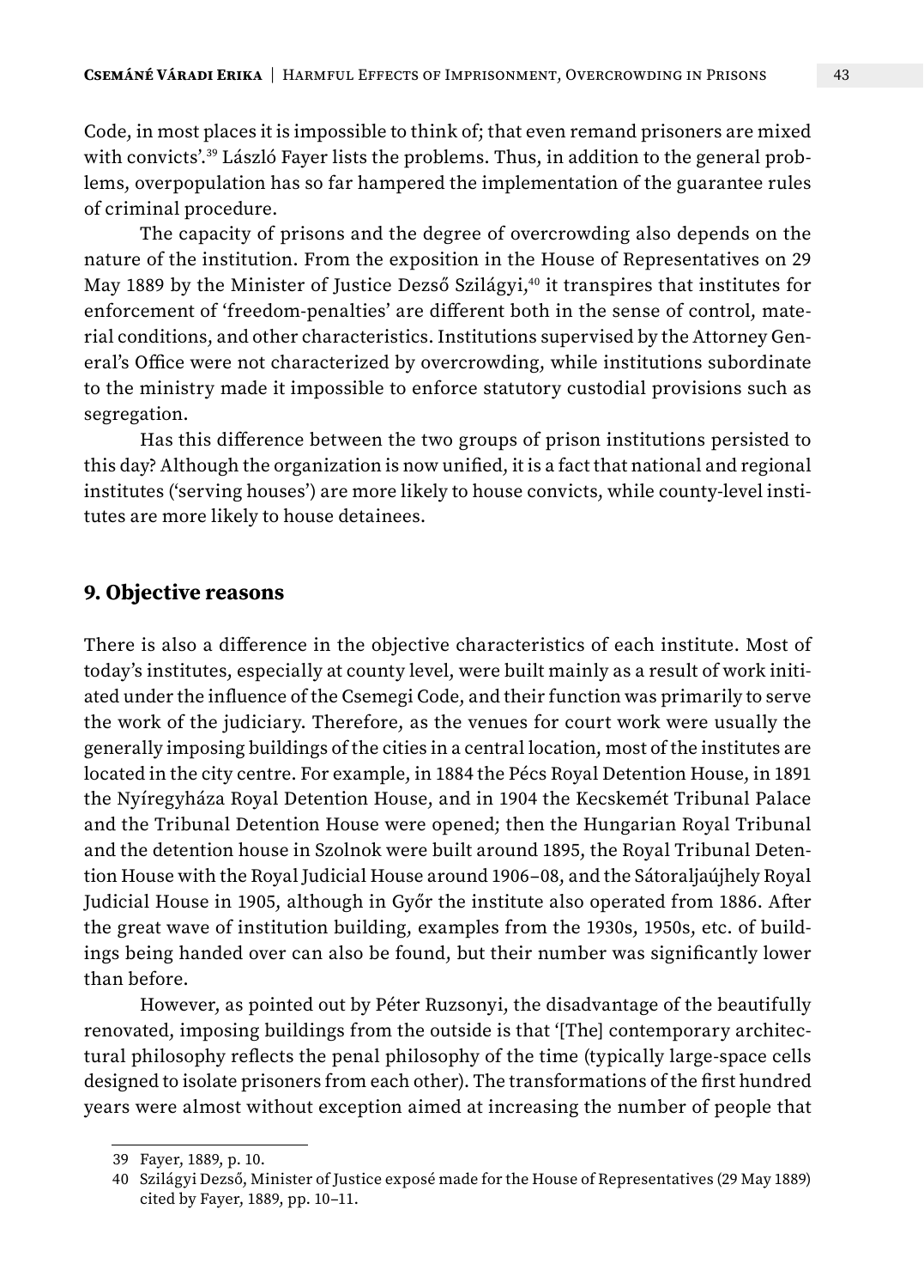Code, in most places it is impossible to think of; that even remand prisoners are mixed with convicts'.[39] László Fayer lists the problems. Thus, in addition to the general problems, overpopulation has so far hampered the implementation of the guarantee rules of criminal procedure.

The capacity of prisons and the degree of overcrowding also depends on the nature of the institution. From the exposition in the House of Representatives on 29 May 1889 by the Minister of Justice Dezső Szilágyi,[40] it transpires that institutes for enforcement of 'freedom-penalties' are different both in the sense of control, material conditions, and other characteristics. Institutions supervised by the Attorney General's Office were not characterized by overcrowding, while institutions subordinate to the ministry made it impossible to enforce statutory custodial provisions such as segregation.

Has this difference between the two groups of prison institutions persisted to this day? Although the organization is now unified, it is a fact that national and regional institutes ('serving houses') are more likely to house convicts, while county-level institutes are more likely to house detainees.

## 9. Objective reasons

There is also a difference in the objective characteristics of each institute. Most of today's institutes, especially at county level, were built mainly as a result of work initiated under the influence of the Csemegi Code, and their function was primarily to serve the work of the judiciary. Therefore, as the venues for court work were usually the generally imposing buildings of the cities in a central location, most of the institutes are located in the city centre. For example, in 1884 the Pécs Royal Detention House, in 1891 the Nyíregyháza Royal Detention House, and in 1904 the Kecskemét Tribunal Palace and the Tribunal Detention House were opened; then the Hungarian Royal Tribunal and the detention house in Szolnok were built around 1895, the Royal Tribunal Detention House with the Royal Judicial House around 1906–08, and the Sátoraljaújhely Royal Judicial House in 1905, although in Győr the institute also operated from 1886. After the great wave of institution building, examples from the 1930s, 1950s, etc. of buildings being handed over can also be found, but their number was significantly lower than before.

However, as pointed out by Péter Ruzsonyi, the disadvantage of the beautifully renovated, imposing buildings from the outside is that '[The] contemporary architectural philosophy reflects the penal philosophy of the time (typically large-space cells designed to isolate prisoners from each other). The transformations of the first hundred years were almost without exception aimed at increasing the number of people that

---

39 Fayer, 1889, p. 10.

40 Szilágyi Dezső, Minister of Justice exposé made for the House of Representatives (29 May 1889) cited by Fayer, 1889, pp. 10–11.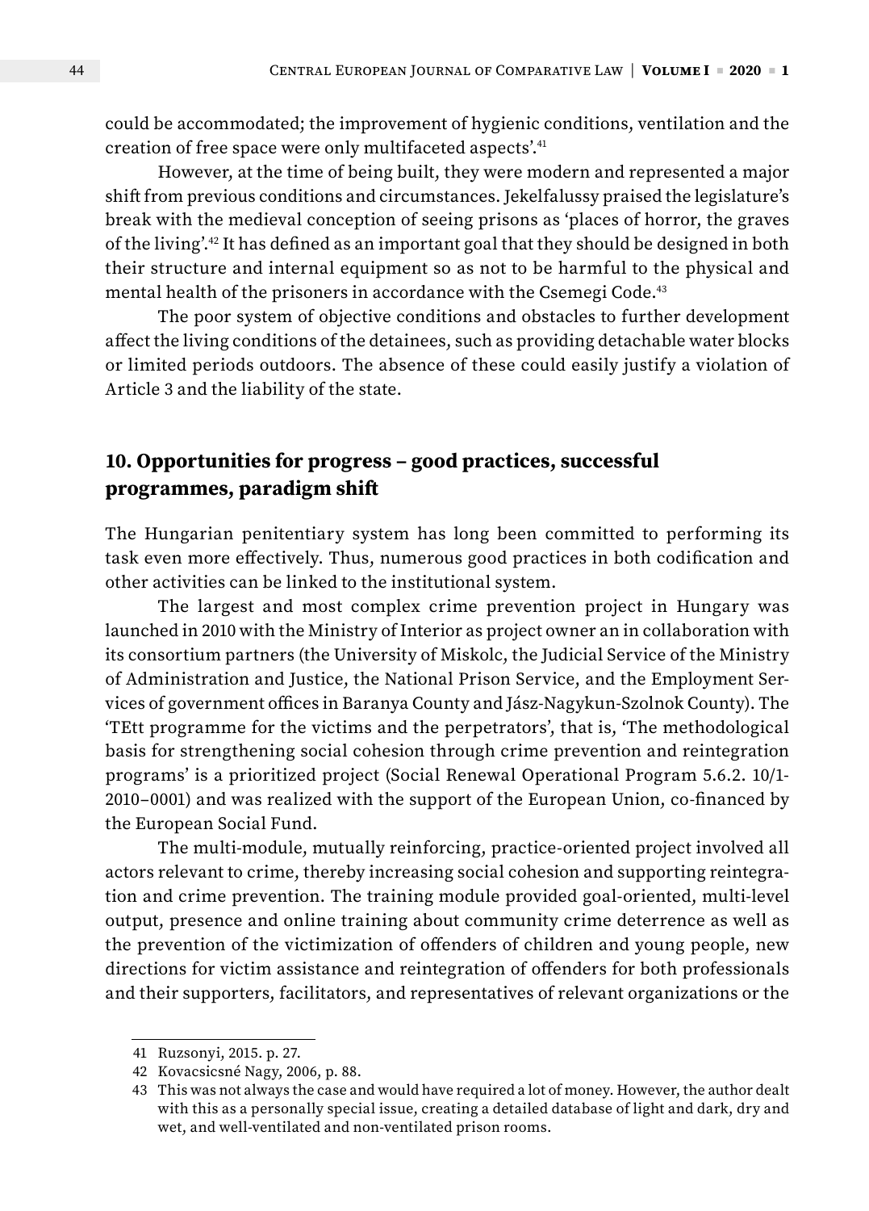could be accommodated; the improvement of hygienic conditions, ventilation and the creation of free space were only multifaceted aspects'.[41]

However, at the time of being built, they were modern and represented a major shift from previous conditions and circumstances. Jekelfalussy praised the legislature's break with the medieval conception of seeing prisons as 'places of horror, the graves of the living'.[42] It has defined as an important goal that they should be designed in both their structure and internal equipment so as not to be harmful to the physical and mental health of the prisoners in accordance with the Csemegi Code.[43]

The poor system of objective conditions and obstacles to further development affect the living conditions of the detainees, such as providing detachable water blocks or limited periods outdoors. The absence of these could easily justify a violation of Article 3 and the liability of the state.

## 10. Opportunities for progress – good practices, successful programmes, paradigm shift

The Hungarian penitentiary system has long been committed to performing its task even more effectively. Thus, numerous good practices in both codification and other activities can be linked to the institutional system.

The largest and most complex crime prevention project in Hungary was launched in 2010 with the Ministry of Interior as project owner an in collaboration with its consortium partners (the University of Miskolc, the Judicial Service of the Ministry of Administration and Justice, the National Prison Service, and the Employment Services of government offices in Baranya County and Jász-Nagykun-Szolnok County). The 'TEtt programme for the victims and the perpetrators', that is, 'The methodological basis for strengthening social cohesion through crime prevention and reintegration programs' is a prioritized project (Social Renewal Operational Program 5.6.2. 10/1-2010–0001) and was realized with the support of the European Union, co-financed by the European Social Fund.

The multi-module, mutually reinforcing, practice-oriented project involved all actors relevant to crime, thereby increasing social cohesion and supporting reintegration and crime prevention. The training module provided goal-oriented, multi-level output, presence and online training about community crime deterrence as well as the prevention of the victimization of offenders of children and young people, new directions for victim assistance and reintegration of offenders for both professionals and their supporters, facilitators, and representatives of relevant organizations or the

---

41 Ruzsonyi, 2015. p. 27.

42 Kovacsicsné Nagy, 2006, p. 88.

43 This was not always the case and would have required a lot of money. However, the author dealt with this as a personally special issue, creating a detailed database of light and dark, dry and wet, and well-ventilated and non-ventilated prison rooms.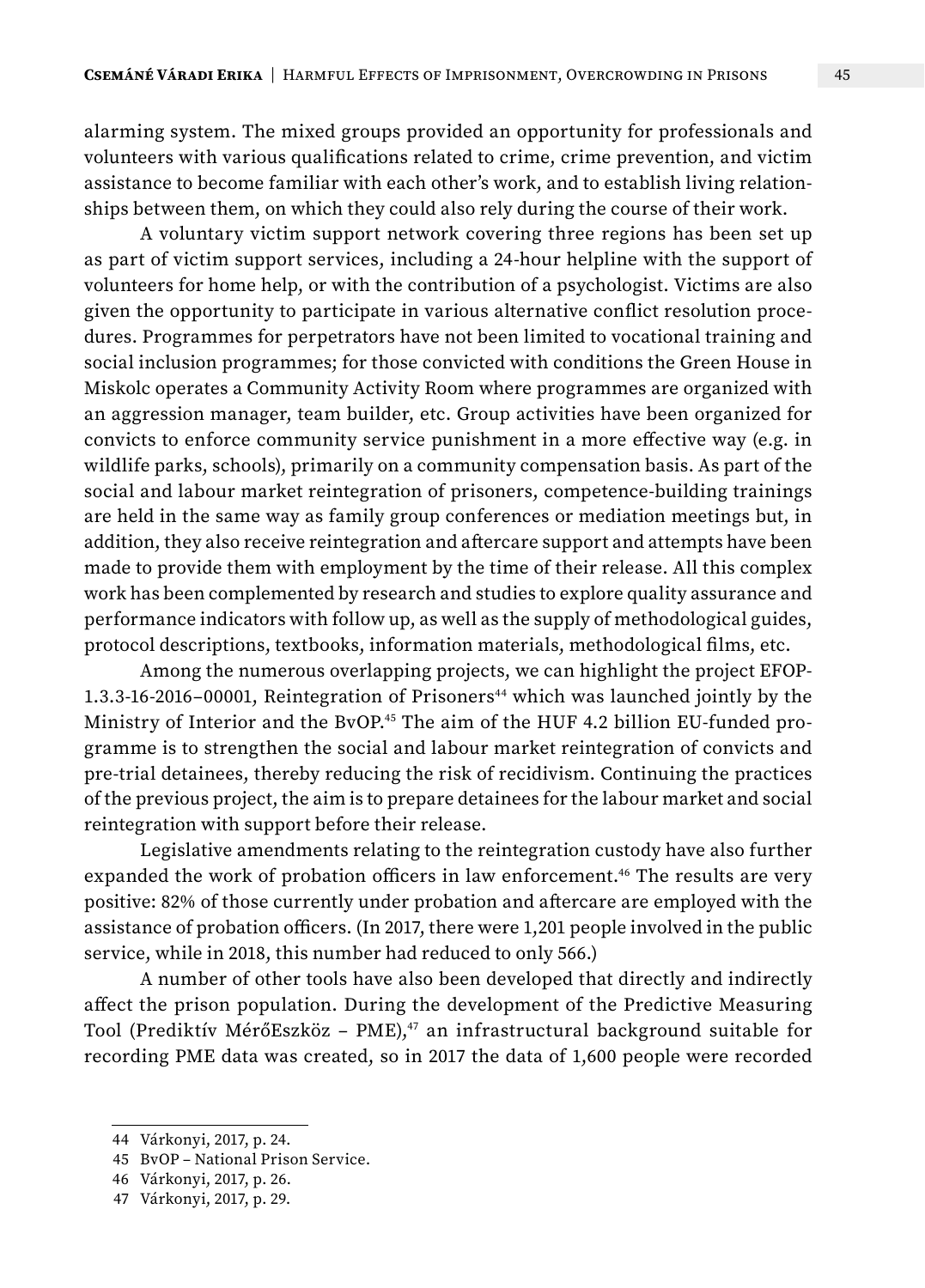alarming system. The mixed groups provided an opportunity for professionals and volunteers with various qualifications related to crime, crime prevention, and victim assistance to become familiar with each other's work, and to establish living relationships between them, on which they could also rely during the course of their work.

A voluntary victim support network covering three regions has been set up as part of victim support services, including a 24-hour helpline with the support of volunteers for home help, or with the contribution of a psychologist. Victims are also given the opportunity to participate in various alternative conflict resolution procedures. Programmes for perpetrators have not been limited to vocational training and social inclusion programmes; for those convicted with conditions the Green House in Miskolc operates a Community Activity Room where programmes are organized with an aggression manager, team builder, etc. Group activities have been organized for convicts to enforce community service punishment in a more effective way (e.g. in wildlife parks, schools), primarily on a community compensation basis. As part of the social and labour market reintegration of prisoners, competence-building trainings are held in the same way as family group conferences or mediation meetings but, in addition, they also receive reintegration and aftercare support and attempts have been made to provide them with employment by the time of their release. All this complex work has been complemented by research and studies to explore quality assurance and performance indicators with follow up, as well as the supply of methodological guides, protocol descriptions, textbooks, information materials, methodological films, etc.

Among the numerous overlapping projects, we can highlight the project EFOP-1.3.3-16-2016–00001, Reintegration of Prisoners[44] which was launched jointly by the Ministry of Interior and the BvOP.[45] The aim of the HUF 4.2 billion EU-funded programme is to strengthen the social and labour market reintegration of convicts and pre-trial detainees, thereby reducing the risk of recidivism. Continuing the practices of the previous project, the aim is to prepare detainees for the labour market and social reintegration with support before their release.

Legislative amendments relating to the reintegration custody have also further expanded the work of probation officers in law enforcement.[46] The results are very positive: 82% of those currently under probation and aftercare are employed with the assistance of probation officers. (In 2017, there were 1,201 people involved in the public service, while in 2018, this number had reduced to only 566.)

A number of other tools have also been developed that directly and indirectly affect the prison population. During the development of the Predictive Measuring Tool (Prediktív MérőEszköz – PME),[47] an infrastructural background suitable for recording PME data was created, so in 2017 the data of 1,600 people were recorded

---

44 Várkonyi, 2017, p. 24.

45 BvOP – National Prison Service.

46 Várkonyi, 2017, p. 26.

47 Várkonyi, 2017, p. 29.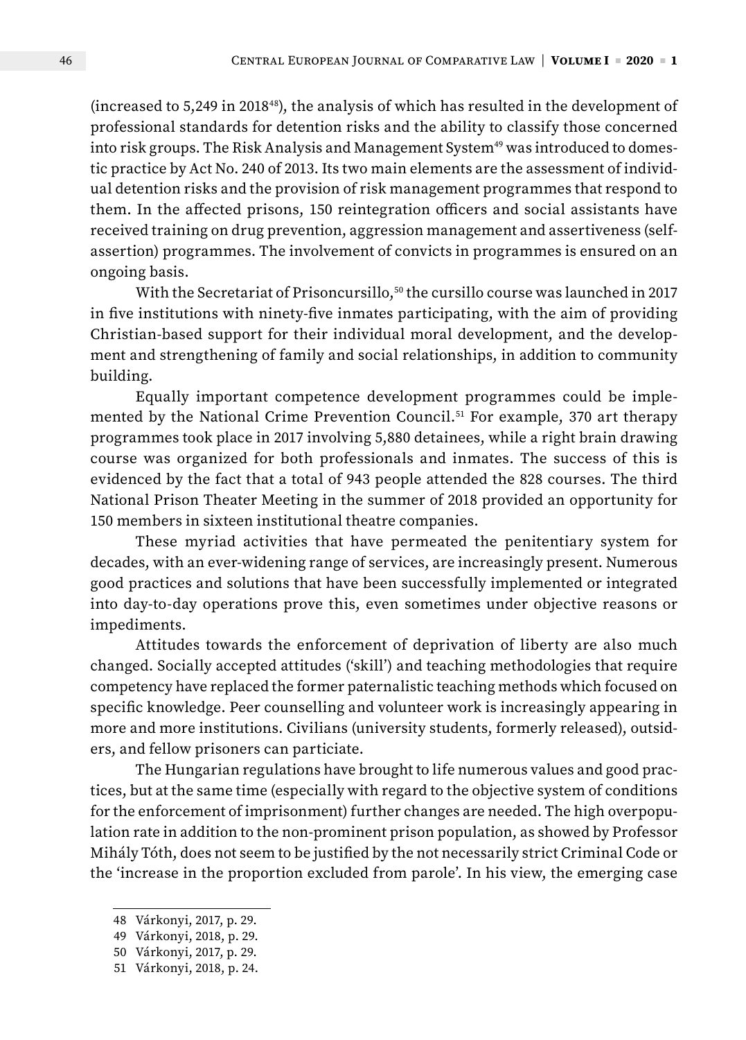(increased to 5,249 in 2018[48]), the analysis of which has resulted in the development of professional standards for detention risks and the ability to classify those concerned into risk groups. The Risk Analysis and Management System[49] was introduced to domestic practice by Act No. 240 of 2013. Its two main elements are the assessment of individual detention risks and the provision of risk management programmes that respond to them. In the affected prisons, 150 reintegration officers and social assistants have received training on drug prevention, aggression management and assertiveness (self-assertion) programmes. The involvement of convicts in programmes is ensured on an ongoing basis.

With the Secretariat of Prisoncursillo,[50] the cursillo course was launched in 2017 in five institutions with ninety-five inmates participating, with the aim of providing Christian-based support for their individual moral development, and the development and strengthening of family and social relationships, in addition to community building.

Equally important competence development programmes could be implemented by the National Crime Prevention Council.[51] For example, 370 art therapy programmes took place in 2017 involving 5,880 detainees, while a right brain drawing course was organized for both professionals and inmates. The success of this is evidenced by the fact that a total of 943 people attended the 828 courses. The third National Prison Theater Meeting in the summer of 2018 provided an opportunity for 150 members in sixteen institutional theatre companies.

These myriad activities that have permeated the penitentiary system for decades, with an ever-widening range of services, are increasingly present. Numerous good practices and solutions that have been successfully implemented or integrated into day-to-day operations prove this, even sometimes under objective reasons or impediments.

Attitudes towards the enforcement of deprivation of liberty are also much changed. Socially accepted attitudes ('skill') and teaching methodologies that require competency have replaced the former paternalistic teaching methods which focused on specific knowledge. Peer counselling and volunteer work is increasingly appearing in more and more institutions. Civilians (university students, formerly released), outsiders, and fellow prisoners can particiate.

The Hungarian regulations have brought to life numerous values and good practices, but at the same time (especially with regard to the objective system of conditions for the enforcement of imprisonment) further changes are needed. The high overpopulation rate in addition to the non-prominent prison population, as showed by Professor Mihály Tóth, does not seem to be justified by the not necessarily strict Criminal Code or the 'increase in the proportion excluded from parole'. In his view, the emerging case

48 Várkonyi, 2017, p. 29.

49 Várkonyi, 2018, p. 29.

50 Várkonyi, 2017, p. 29.

51 Várkonyi, 2018, p. 24.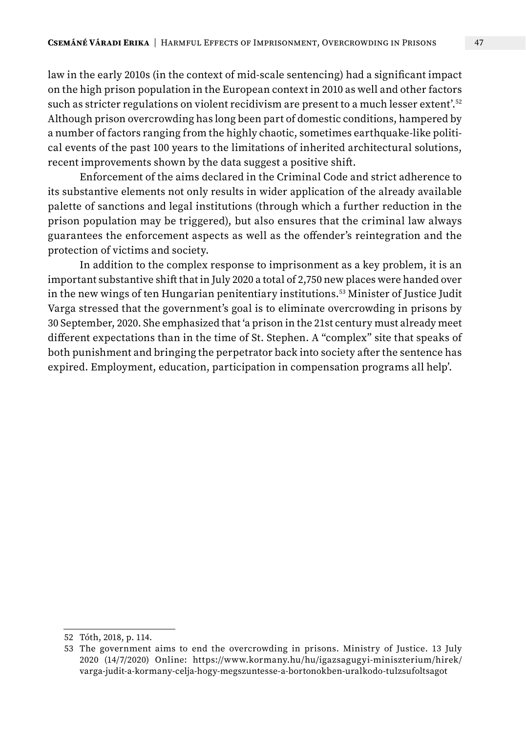law in the early 2010s (in the context of mid-scale sentencing) had a significant impact on the high prison population in the European context in 2010 as well and other factors such as stricter regulations on violent recidivism are present to a much lesser extent'.[52] Although prison overcrowding has long been part of domestic conditions, hampered by a number of factors ranging from the highly chaotic, sometimes earthquake-like political events of the past 100 years to the limitations of inherited architectural solutions, recent improvements shown by the data suggest a positive shift.

Enforcement of the aims declared in the Criminal Code and strict adherence to its substantive elements not only results in wider application of the already available palette of sanctions and legal institutions (through which a further reduction in the prison population may be triggered), but also ensures that the criminal law always guarantees the enforcement aspects as well as the offender's reintegration and the protection of victims and society.

In addition to the complex response to imprisonment as a key problem, it is an important substantive shift that in July 2020 a total of 2,750 new places were handed over in the new wings of ten Hungarian penitentiary institutions.[53] Minister of Justice Judit Varga stressed that the government's goal is to eliminate overcrowding in prisons by 30 September, 2020. She emphasized that 'a prison in the 21st century must already meet different expectations than in the time of St. Stephen. A "complex" site that speaks of both punishment and bringing the perpetrator back into society after the sentence has expired. Employment, education, participation in compensation programs all help'.

---

52 Tóth, 2018, p. 114.

53 The government aims to end the overcrowding in prisons. Ministry of Justice. 13 July 2020 (14/7/2020) Online: https://www.kormany.hu/hu/igazsagugyi-miniszterium/hirek/varga-judit-a-kormany-celja-hogy-megszuntesse-a-bortonokben-uralkodo-tulzsufoltsagot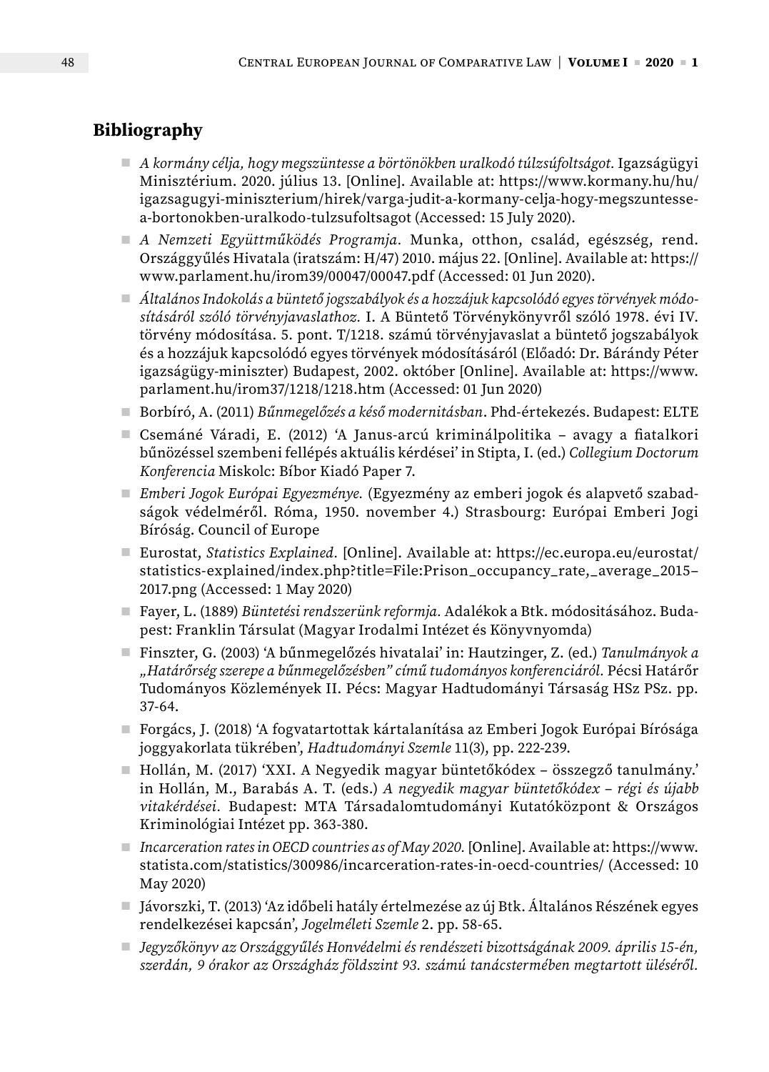## Bibliography

- *A kormány célja, hogy megszüntesse a börtönökben uralkodó túlzsúfoltságot.* Igazságügyi Minisztérium. 2020. július 13. [Online]. Available at: https://www.kormany.hu/hu/igazsagugyi-miniszterium/hirek/varga-judit-a-kormany-celja-hogy-megszuntesse-a-bortonokben-uralkodo-tulzsufoltsagot (Accessed: 15 July 2020).
- *A Nemzeti Együttműködés Programja.* Munka, otthon, család, egészség, rend. Országgyűlés Hivatala (iratszám: H/47) 2010. május 22. [Online]. Available at: https://www.parlament.hu/irom39/00047/00047.pdf (Accessed: 01 Jun 2020).
- *Általános Indokolás a büntető jogszabályok és a hozzájuk kapcsolódó egyes törvények módosításáról szóló törvényjavaslathoz.* I. A Büntető Törvénykönyvről szóló 1978. évi IV. törvény módosítása. 5. pont. T/1218. számú törvényjavaslat a büntető jogszabályok és a hozzájuk kapcsolódó egyes törvények módosításáról (Előadó: Dr. Bárándy Péter igazságügy-miniszter) Budapest, 2002. október [Online]. Available at: https://www.parlament.hu/irom37/1218/1218.htm (Accessed: 01 Jun 2020)
- Borbíró, A. (2011) *Bűnmegelőzés a késő modernitásban*. Phd-értekezés. Budapest: ELTE
- Csemáné Váradi, E. (2012) 'A Janus-arcú kriminálpolitika – avagy a fiatalkori bűnözéssel szembeni fellépés aktuális kérdései' in Stipta, I. (ed.) *Collegium Doctorum Konferencia* Miskolc: Bíbor Kiadó Paper 7.
- *Emberi Jogok Európai Egyezménye.* (Egyezmény az emberi jogok és alapvető szabadságok védelméről. Róma, 1950. november 4.) Strasbourg: Európai Emberi Jogi Bíróság. Council of Europe
- Eurostat, *Statistics Explained.* [Online]. Available at: https://ec.europa.eu/eurostat/statistics-explained/index.php?title=File:Prison_occupancy_rate,_average_2015–2017.png (Accessed: 1 May 2020)
- Fayer, L. (1889) *Büntetési rendszerünk reformja.* Adalékok a Btk. módositásához. Budapest: Franklin Társulat (Magyar Irodalmi Intézet és Könyvnyomda)
- Finszter, G. (2003) 'A bűnmegelőzés hivatalai' in: Hautzinger, Z. (ed.) *Tanulmányok a „Határőrség szerepe a bűnmegelőzésben" című tudományos konferenciáról.* Pécsi Határőr Tudományos Közlemények II. Pécs: Magyar Hadtudományi Társaság HSz PSz. pp. 37-64.
- Forgács, J. (2018) 'A fogvatartottak kártalanítása az Emberi Jogok Európai Bírósága joggyakorlata tükrében', *Hadtudományi Szemle* 11(3), pp. 222-239.
- Hollán, M. (2017) 'XXI. A Negyedik magyar büntetőkódex – összegző tanulmány.' in Hollán, M., Barabás A. T. (eds.) *A negyedik magyar büntetőkódex – régi és újabb vitakérdései.* Budapest: MTA Társadalomtudományi Kutatóközpont & Országos Kriminológiai Intézet pp. 363-380.
- *Incarceration rates in OECD countries as of May 2020.* [Online]. Available at: https://www.statista.com/statistics/300986/incarceration-rates-in-oecd-countries/ (Accessed: 10 May 2020)
- Jávorszki, T. (2013) 'Az időbeli hatály értelmezése az új Btk. Általános Részének egyes rendelkezései kapcsán', *Jogelméleti Szemle* 2. pp. 58-65.
- *Jegyzőkönyv az Országgyűlés Honvédelmi és rendészeti bizottságának 2009. április 15-én, szerdán, 9 órakor az Országház földszint 93. számú tanácstermében megtartott üléséről.*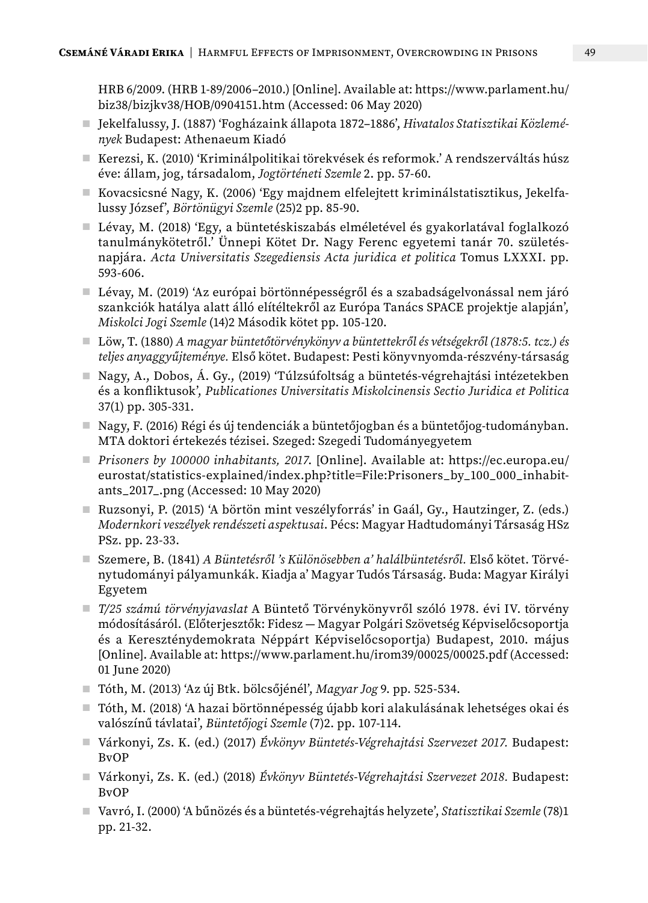HRB 6/2009. (HRB 1-89/2006–2010.) [Online]. Available at: https://www.parlament.hu/biz38/bizjkv38/HOB/0904151.htm (Accessed: 06 May 2020)

- Jekelfalussy, J. (1887) 'Fogházaink állapota 1872–1886', *Hivatalos Statisztikai Közlemények* Budapest: Athenaeum Kiadó
- Kerezsi, K. (2010) 'Kriminálpolitikai törekvések és reformok.' A rendszerváltás húsz éve: állam, jog, társadalom, *Jogtörténeti Szemle* 2. pp. 57-60.
- Kovacsicsné Nagy, K. (2006) 'Egy majdnem elfelejtett kriminálstatisztikus, Jekelfalussy József', *Börtönügyi Szemle* (25)2 pp. 85-90.
- Lévay, M. (2018) 'Egy, a büntetéskiszabás elméletével és gyakorlatával foglalkozó tanulmánykötetről.' Ünnepi Kötet Dr. Nagy Ferenc egyetemi tanár 70. születésnapjára. *Acta Universitatis Szegediensis Acta juridica et politica* Tomus LXXXI. pp. 593-606.
- Lévay, M. (2019) 'Az európai börtönnépességről és a szabadságelvonással nem járó szankciók hatálya alatt álló elítéltekről az Európa Tanács SPACE projektje alapján', *Miskolci Jogi Szemle* (14)2 Második kötet pp. 105-120.
- Löw, T. (1880) *A magyar büntetőtörvénykönyv a bűntettekről és vétségekről (1878:5. tcz.) és teljes anyaggyűjteménye.* Első kötet. Budapest: Pesti könyvnyomda-részvény-társaság
- Nagy, A., Dobos, Á. Gy., (2019) 'Túlzsúfoltság a büntetés-végrehajtási intézetekben és a konfliktusok', *Publicationes Universitatis Miskolcinensis Sectio Juridica et Politica* 37(1) pp. 305-331.
- Nagy, F. (2016) Régi és új tendenciák a büntetőjogban és a büntetőjog-tudományban. MTA doktori értekezés tézisei. Szeged: Szegedi Tudományegyetem
- *Prisoners by 100000 inhabitants, 2017.* [Online]. Available at: https://ec.europa.eu/eurostat/statistics-explained/index.php?title=File:Prisoners_by_100_000_inhabitants_2017_.png (Accessed: 10 May 2020)
- Ruzsonyi, P. (2015) 'A börtön mint veszélyforrás' in Gaál, Gy., Hautzinger, Z. (eds.) *Modernkori veszélyek rendészeti aspektusai*. Pécs: Magyar Hadtudományi Társaság HSz PSz. pp. 23-33.
- Szemere, B. (1841) *A Büntetésről 's Különösebben a' halálbüntetésről.* Első kötet. Törvénytudományi pályamunkák. Kiadja a' Magyar Tudós Társaság. Buda: Magyar Királyi Egyetem
- *T/25 számú törvényjavaslat* A Büntető Törvénykönyvről szóló 1978. évi IV. törvény módosításáról. (Előterjesztők: Fidesz — Magyar Polgári Szövetség Képviselőcsoportja és a Kereszténydemokrata Néppárt Képviselőcsoportja) Budapest, 2010. május [Online]. Available at: https://www.parlament.hu/irom39/00025/00025.pdf (Accessed: 01 June 2020)
- Tóth, M. (2013) 'Az új Btk. bölcsőjénél', *Magyar Jog* 9. pp. 525-534.
- Tóth, M. (2018) 'A hazai börtönnépesség újabb kori alakulásának lehetséges okai és valószínű távlatai', *Büntetőjogi Szemle* (7)2. pp. 107-114.
- Várkonyi, Zs. K. (ed.) (2017) *Évkönyv Büntetés-Végrehajtási Szervezet 2017.* Budapest: BvOP
- Várkonyi, Zs. K. (ed.) (2018) *Évkönyv Büntetés-Végrehajtási Szervezet 2018.* Budapest: BvOP
- Vavró, I. (2000) 'A bűnözés és a büntetés-végrehajtás helyzete', *Statisztikai Szemle* (78)1 pp. 21-32.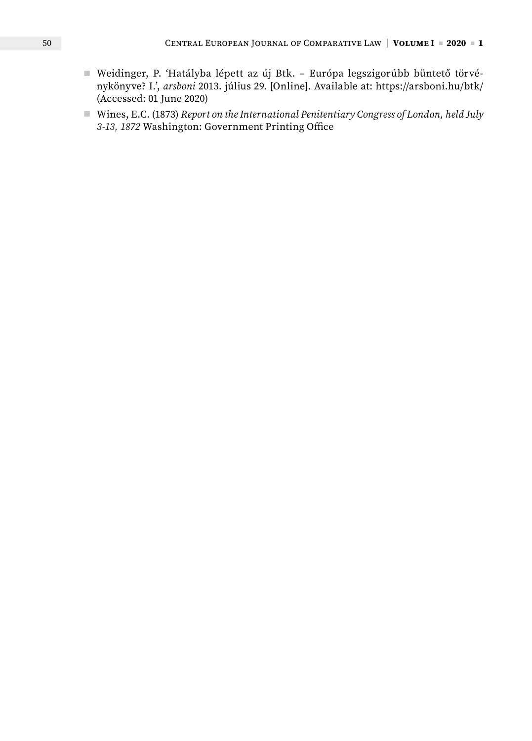- Weidinger, P. 'Hatályba lépett az új Btk. – Európa legszigorúbb büntető törvénykönyve? I.', *arsboni* 2013. július 29. [Online]. Available at: https://arsboni.hu/btk/ (Accessed: 01 June 2020)
- Wines, E.C. (1873) *Report on the International Penitentiary Congress of London, held July 3-13, 1872* Washington: Government Printing Office